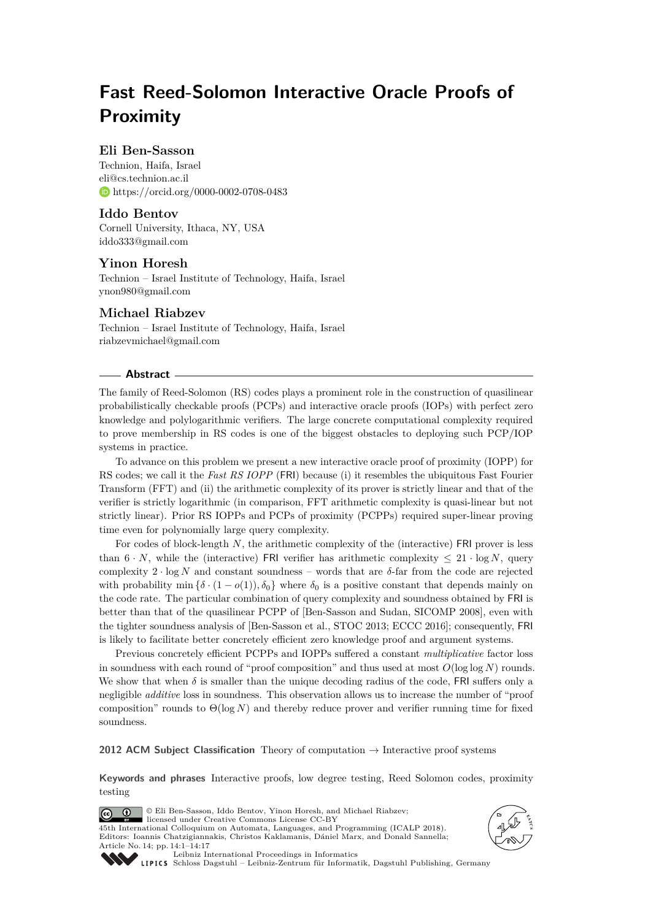# Fast Reed-Solomon Interactive Oracle Proofs of Proximity

**Eli Ben-Sasson**
Technion, Haifa, Israel
eli@cs.technion.ac.il
https://orcid.org/0000-0002-0708-0483

**Iddo Bentov**
Cornell University, Ithaca, NY, USA
iddo333@gmail.com

**Yinon Horesh**
Technion – Israel Institute of Technology, Haifa, Israel
ynon980@gmail.com

**Michael Riabzev**
Technion – Israel Institute of Technology, Haifa, Israel
riabzevmichael@gmail.com

## Abstract

The family of Reed-Solomon (RS) codes plays a prominent role in the construction of quasilinear probabilistically checkable proofs (PCPs) and interactive oracle proofs (IOPs) with perfect zero knowledge and polylogarithmic verifiers. The large concrete computational complexity required to prove membership in RS codes is one of the biggest obstacles to deploying such PCP/IOP systems in practice.

To advance on this problem we present a new interactive oracle proof of proximity (IOPP) for RS codes; we call it the *Fast RS IOPP* (FRI) because (i) it resembles the ubiquitous Fast Fourier Transform (FFT) and (ii) the arithmetic complexity of its prover is strictly linear and that of the verifier is strictly logarithmic (in comparison, FFT arithmetic complexity is quasi-linear but not strictly linear). Prior RS IOPPs and PCPs of proximity (PCPPs) required super-linear proving time even for polynomially large query complexity.

For codes of block-length $N$, the arithmetic complexity of the (interactive) FRI prover is less than $6 \cdot N$, while the (interactive) FRI verifier has arithmetic complexity $\leq 21 \cdot \log N$, query complexity $2 \cdot \log N$ and constant soundness – words that are $\delta$-far from the code are rejected with probability $\min \{\delta \cdot (1 - o(1)), \delta_0\}$ where $\delta_0$ is a positive constant that depends mainly on the code rate. The particular combination of query complexity and soundness obtained by FRI is better than that of the quasilinear PCPP of [Ben-Sasson and Sudan, SICOMP 2008], even with the tighter soundness analysis of [Ben-Sasson et al., STOC 2013; ECCC 2016]; consequently, FRI is likely to facilitate better concretely efficient zero knowledge proof and argument systems.

Previous concretely efficient PCPPs and IOPPs suffered a constant *multiplicative* factor loss in soundness with each round of "proof composition" and thus used at most $O(\log \log N)$ rounds. We show that when $\delta$ is smaller than the unique decoding radius of the code, FRI suffers only a negligible *additive* loss in soundness. This observation allows us to increase the number of "proof composition" rounds to $\Theta(\log N)$ and thereby reduce prover and verifier running time for fixed soundness.

**2012 ACM Subject Classification** Theory of computation → Interactive proof systems

**Keywords and phrases** Interactive proofs, low degree testing, Reed Solomon codes, proximity testing

© Eli Ben-Sasson, Iddo Bentov, Yinon Horesh, and Michael Riabzev; licensed under Creative Commons License CC-BY
45th International Colloquium on Automata, Languages, and Programming (ICALP 2018).
Editors: Ioannis Chatzigiannakis, Christos Kaklamanis, Dániel Marx, and Donald Sannella; Article No. 14; pp. 14:1–14:17
Leibniz International Proceedings in Informatics
Schloss Dagstuhl – Leibniz-Zentrum für Informatik, Dagstuhl Publishing, Germany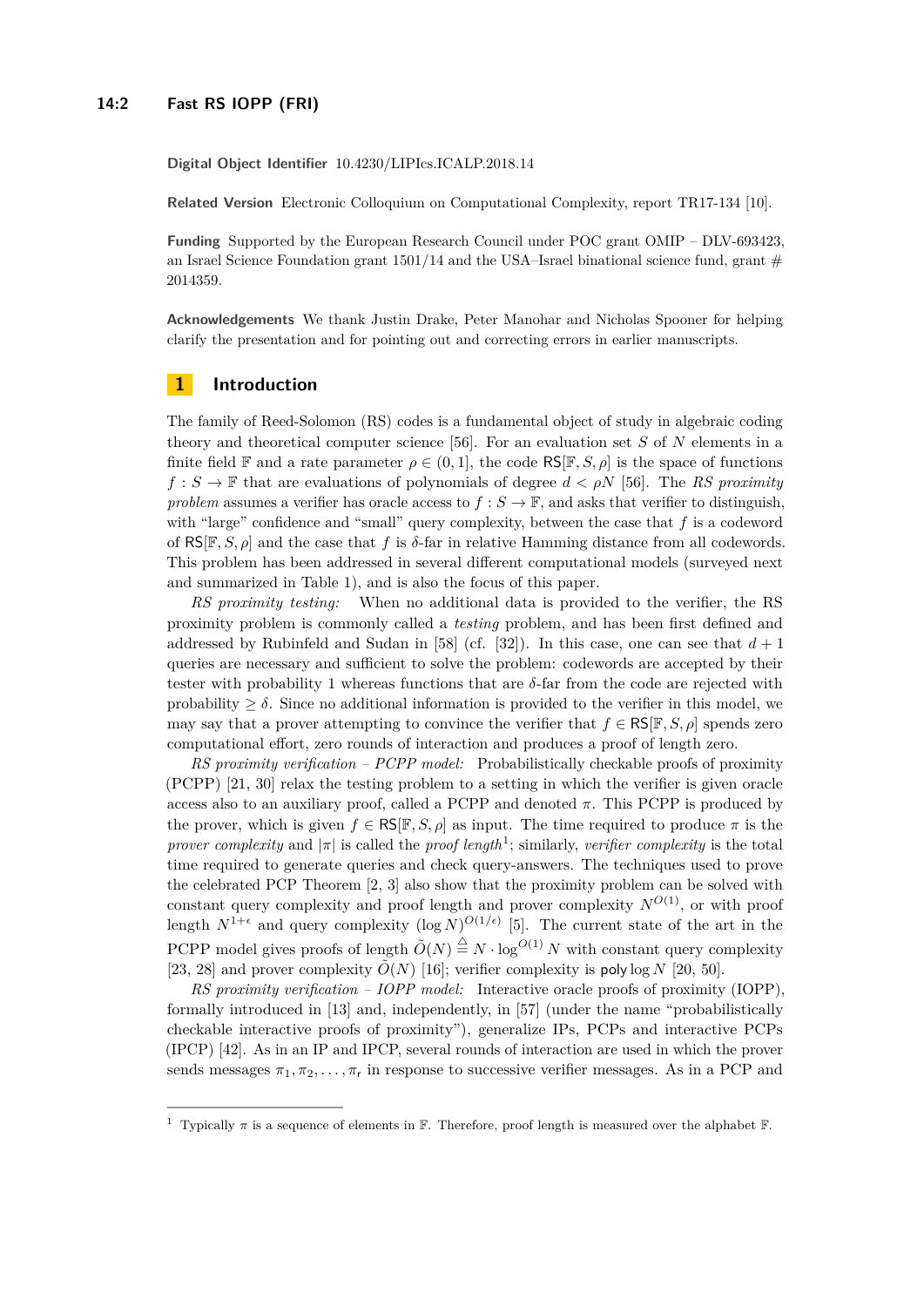**Digital Object Identifier** 10.4230/LIPIcs.ICALP.2018.14

**Related Version** Electronic Colloquium on Computational Complexity, report TR17-134 [10].

**Funding** Supported by the European Research Council under POC grant OMIP – DLV-693423, an Israel Science Foundation grant 1501/14 and the USA–Israel binational science fund, grant # 2014359.

**Acknowledgements** We thank Justin Drake, Peter Manohar and Nicholas Spooner for helping clarify the presentation and for pointing out and correcting errors in earlier manuscripts.

## 1 Introduction

The family of Reed-Solomon (RS) codes is a fundamental object of study in algebraic coding theory and theoretical computer science [56]. For an evaluation set $S$ of $N$ elements in a finite field $\mathbb{F}$ and a rate parameter $\rho \in (0, 1]$, the code $\mathsf{RS}[\mathbb{F}, S, \rho]$ is the space of functions $f : S \to \mathbb{F}$ that are evaluations of polynomials of degree $d < \rho N$ [56]. The *RS proximity problem* assumes a verifier has oracle access to $f : S \to \mathbb{F}$, and asks that verifier to distinguish, with "large" confidence and "small" query complexity, between the case that $f$ is a codeword of $\mathsf{RS}[\mathbb{F}, S, \rho]$ and the case that $f$ is $\delta$-far in relative Hamming distance from all codewords. This problem has been addressed in several different computational models (surveyed next and summarized in Table 1), and is also the focus of this paper.

*RS proximity testing:* When no additional data is provided to the verifier, the RS proximity problem is commonly called a *testing* problem, and has been first defined and addressed by Rubinfeld and Sudan in [58] (cf. [32]). In this case, one can see that $d + 1$ queries are necessary and sufficient to solve the problem: codewords are accepted by their tester with probability 1 whereas functions that are $\delta$-far from the code are rejected with probability $\geq \delta$. Since no additional information is provided to the verifier in this model, we may say that a prover attempting to convince the verifier that $f \in \mathsf{RS}[\mathbb{F}, S, \rho]$ spends zero computational effort, zero rounds of interaction and produces a proof of length zero.

*RS proximity verification – PCPP model:* Probabilistically checkable proofs of proximity (PCPP) [21, 30] relax the testing problem to a setting in which the verifier is given oracle access also to an auxiliary proof, called a PCPP and denoted $\pi$. This PCPP is produced by the prover, which is given $f \in \mathsf{RS}[\mathbb{F}, S, \rho]$ as input. The time required to produce $\pi$ is the *prover complexity* and $|\pi|$ is called the *proof length*[1]; similarly, *verifier complexity* is the total time required to generate queries and check query-answers. The techniques used to prove the celebrated PCP Theorem [2, 3] also show that the proximity problem can be solved with constant query complexity and proof length and prover complexity $N^{O(1)}$, or with proof length $N^{1+\epsilon}$ and query complexity $(\log N)^{O(1/\epsilon)}$ [5]. The current state of the art in the PCPP model gives proofs of length $\tilde{O}(N) \triangleq N \cdot \log^{O(1)} N$ with constant query complexity [23, 28] and prover complexity $\tilde{O}(N)$ [16]; verifier complexity is $\mathsf{poly} \log N$ [20, 50].

*RS proximity verification – IOPP model:* Interactive oracle proofs of proximity (IOPP), formally introduced in [13] and, independently, in [57] (under the name "probabilistically checkable interactive proofs of proximity"), generalize IPs, PCPs and interactive PCPs (IPCP) [42]. As in an IP and IPCP, several rounds of interaction are used in which the prover sends messages $\pi_1, \pi_2, \ldots, \pi_{\mathsf{r}}$ in response to successive verifier messages. As in a PCP and

[1] Typically $\pi$ is a sequence of elements in $\mathbb{F}$. Therefore, proof length is measured over the alphabet $\mathbb{F}$.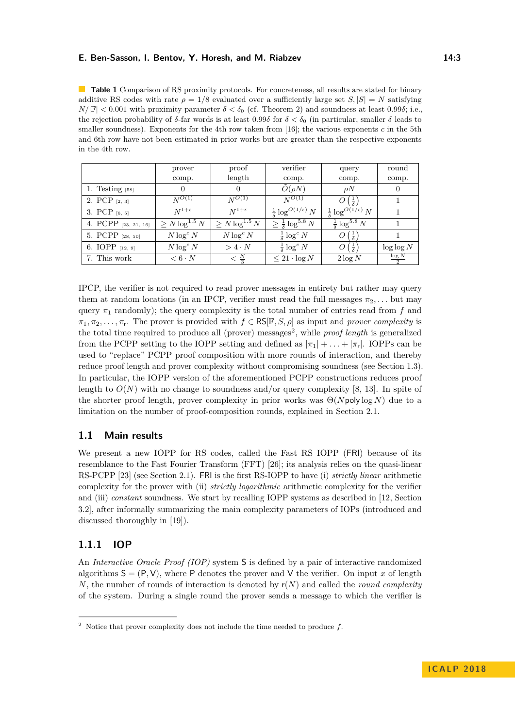**Table 1** Comparison of RS proximity protocols. For concreteness, all results are stated for binary additive RS codes with rate $\rho = 1/8$ evaluated over a sufficiently large set $S, |S| = N$ satisfying $N/|\mathbb{F}| < 0.001$ with proximity parameter $\delta < \delta_0$ (cf. Theorem 2) and soundness at least $0.99\delta$; i.e., the rejection probability of $\delta$-far words is at least $0.99\delta$ for $\delta < \delta_0$ (in particular, smaller $\delta$ leads to smaller soundness). Exponents for the 4th row taken from [16]; the various exponents $c$ in the 5th and 6th row have not been estimated in prior works but are greater than the respective exponents in the 4th row.

| | prover comp. | proof length | verifier comp. | query comp. | round comp. |
|---|---|---|---|---|---|
| 1. Testing [58] | $0$ | $0$ | $\tilde{O}(\rho N)$ | $\rho N$ | $0$ |
| 2. PCP [2, 3] | $N^{O(1)}$ | $N^{O(1)}$ | $N^{O(1)}$ | $O\left(\frac{1}{\delta}\right)$ | $1$ |
| 3. PCP [6, 5] | $N^{1+\epsilon}$ | $N^{1+\epsilon}$ | $\frac{1}{\delta}\log^{O(1/\epsilon)} N$ | $\frac{1}{\delta}\log^{O(1/\epsilon)} N$ | $1$ |
| 4. PCPP [23, 21, 16] | $\geq N\log^{1.5} N$ | $\geq N\log^{1.5} N$ | $\geq \frac{1}{\delta}\log^{5.8} N$ | $\frac{1}{\delta}\log^{5.8} N$ | $1$ |
| 5. PCPP [28, 50] | $N\log^{c} N$ | $N\log^{c} N$ | $\frac{1}{\delta}\log^{c} N$ | $O\left(\frac{1}{\delta}\right)$ | $1$ |
| 6. IOPP [12, 9] | $N\log^{c} N$ | $> 4\cdot N$ | $\frac{1}{\delta}\log^{c} N$ | $O\left(\frac{1}{\delta}\right)$ | $\log\log N$ |
| 7. This work | $< 6\cdot N$ | $< \frac{N}{3}$ | $\leq 21\cdot\log N$ | $2\log N$ | $\frac{\log N}{2}$ |

IPCP, the verifier is not required to read prover messages in entirety but rather may query them at random locations (in an IPCP, verifier must read the full messages $\pi_2, \ldots$ but may query $\pi_1$ randomly); the query complexity is the total number of entries read from $f$ and $\pi_1, \pi_2, \ldots, \pi_{\mathsf{r}}$. The prover is provided with $f \in \mathsf{RS}[\mathbb{F}, S, \rho]$ as input and *prover complexity* is the total time required to produce all (prover) messages[2], while *proof length* is generalized from the PCPP setting to the IOPP setting and defined as $|\pi_1| + \ldots + |\pi_{\mathsf{r}}|$. IOPPs can be used to "replace" PCPP proof composition with more rounds of interaction, and thereby reduce proof length and prover complexity without compromising soundness (see Section 1.3). In particular, the IOPP version of the aforementioned PCPP constructions reduces proof length to $O(N)$ with no change to soundness and/or query complexity [8, 13]. In spite of the shorter proof length, prover complexity in prior works was $\Theta(N \mathsf{poly}\log N)$ due to a limitation on the number of proof-composition rounds, explained in Section 2.1.

## 1.1 Main results

We present a new IOPP for RS codes, called the Fast RS IOPP (FRI) because of its resemblance to the Fast Fourier Transform (FFT) [26]; its analysis relies on the quasi-linear RS-PCPP [23] (see Section 2.1). FRI is the first RS-IOPP to have (i) *strictly linear* arithmetic complexity for the prover with (ii) *strictly logarithmic* arithmetic complexity for the verifier and (iii) *constant* soundness. We start by recalling IOPP systems as described in [12, Section 3.2], after informally summarizing the main complexity parameters of IOPs (introduced and discussed thoroughly in [19]).

### 1.1.1 IOP

An *Interactive Oracle Proof (IOP)* system $\mathsf{S}$ is defined by a pair of interactive randomized algorithms $\mathsf{S} = (\mathsf{P}, \mathsf{V})$, where $\mathsf{P}$ denotes the prover and $\mathsf{V}$ the verifier. On input $x$ of length $N$, the number of rounds of interaction is denoted by $\mathsf{r}(N)$ and called the *round complexity* of the system. During a single round the prover sends a message to which the verifier is

[2] Notice that prover complexity does not include the time needed to produce $f$.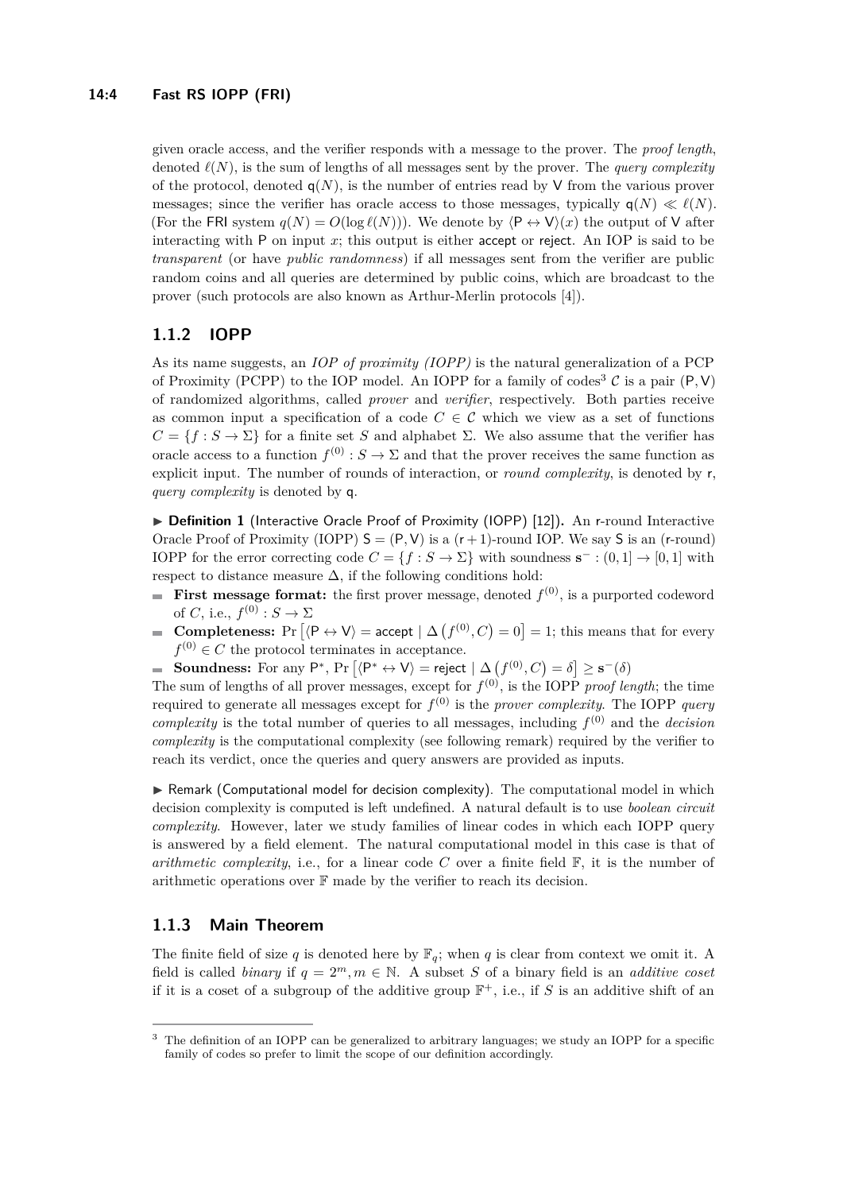given oracle access, and the verifier responds with a message to the prover. The *proof length*, denoted $\ell(N)$, is the sum of lengths of all messages sent by the prover. The *query complexity* of the protocol, denoted $\mathsf{q}(N)$, is the number of entries read by $\mathsf{V}$ from the various prover messages; since the verifier has oracle access to those messages, typically $\mathsf{q}(N) \ll \ell(N)$. (For the FRI system $q(N) = O(\log \ell(N))$). We denote by $\langle \mathsf{P} \leftrightarrow \mathsf{V} \rangle(x)$ the output of $\mathsf{V}$ after interacting with $\mathsf{P}$ on input $x$; this output is either accept or reject. An IOP is said to be *transparent* (or have *public randomness*) if all messages sent from the verifier are public random coins and all queries are determined by public coins, which are broadcast to the prover (such protocols are also known as Arthur-Merlin protocols [4]).

### 1.1.2 IOPP

As its name suggests, an *IOP of proximity (IOPP)* is the natural generalization of a PCP of Proximity (PCPP) to the IOP model. An IOPP for a family of codes[3] $\mathcal{C}$ is a pair $(\mathsf{P}, \mathsf{V})$ of randomized algorithms, called *prover* and *verifier*, respectively. Both parties receive as common input a specification of a code $C \in \mathcal{C}$ which we view as a set of functions $C = \{f : S \to \Sigma\}$ for a finite set $S$ and alphabet $\Sigma$. We also assume that the verifier has oracle access to a function $f^{(0)} : S \to \Sigma$ and that the prover receives the same function as explicit input. The number of rounds of interaction, or *round complexity*, is denoted by $\mathsf{r}$, *query complexity* is denoted by $\mathsf{q}$.

▶ **Definition 1** (Interactive Oracle Proof of Proximity (IOPP) [12]). An $\mathsf{r}$-round Interactive Oracle Proof of Proximity (IOPP) $\mathsf{S} = (\mathsf{P}, \mathsf{V})$ is a $(\mathsf{r}+1)$-round IOP. We say $\mathsf{S}$ is an ($\mathsf{r}$-round) IOPP for the error correcting code $C = \{f : S \to \Sigma\}$ with soundness $\mathbf{s}^- : (0, 1] \to [0, 1]$ with respect to distance measure $\Delta$, if the following conditions hold:

- **First message format:** the first prover message, denoted $f^{(0)}$, is a purported codeword of $C$, i.e., $f^{(0)} : S \to \Sigma$
- **Completeness:** $\Pr\left[\langle \mathsf{P} \leftrightarrow \mathsf{V} \rangle = \mathsf{accept} \mid \Delta\left(f^{(0)}, C\right) = 0\right] = 1$; this means that for every $f^{(0)} \in C$ the protocol terminates in acceptance.
- **Soundness:** For any $\mathsf{P}^*$, $\Pr\left[\langle \mathsf{P}^* \leftrightarrow \mathsf{V} \rangle = \mathsf{reject} \mid \Delta\left(f^{(0)}, C\right) = \delta\right] \geq \mathbf{s}^-(\delta)$

The sum of lengths of all prover messages, except for $f^{(0)}$, is the IOPP *proof length*; the time required to generate all messages except for $f^{(0)}$ is the *prover complexity*. The IOPP *query complexity* is the total number of queries to all messages, including $f^{(0)}$ and the *decision complexity* is the computational complexity (see following remark) required by the verifier to reach its verdict, once the queries and query answers are provided as inputs.

▶ Remark (Computational model for decision complexity). The computational model in which decision complexity is computed is left undefined. A natural default is to use *boolean circuit complexity*. However, later we study families of linear codes in which each IOPP query is answered by a field element. The natural computational model in this case is that of *arithmetic complexity*, i.e., for a linear code $C$ over a finite field $\mathbb{F}$, it is the number of arithmetic operations over $\mathbb{F}$ made by the verifier to reach its decision.

### 1.1.3 Main Theorem

The finite field of size $q$ is denoted here by $\mathbb{F}_q$; when $q$ is clear from context we omit it. A field is called *binary* if $q = 2^m, m \in \mathbb{N}$. A subset $S$ of a binary field is an *additive coset* if it is a coset of a subgroup of the additive group $\mathbb{F}^+$, i.e., if $S$ is an additive shift of an

[3] The definition of an IOPP can be generalized to arbitrary languages; we study an IOPP for a specific family of codes so prefer to limit the scope of our definition accordingly.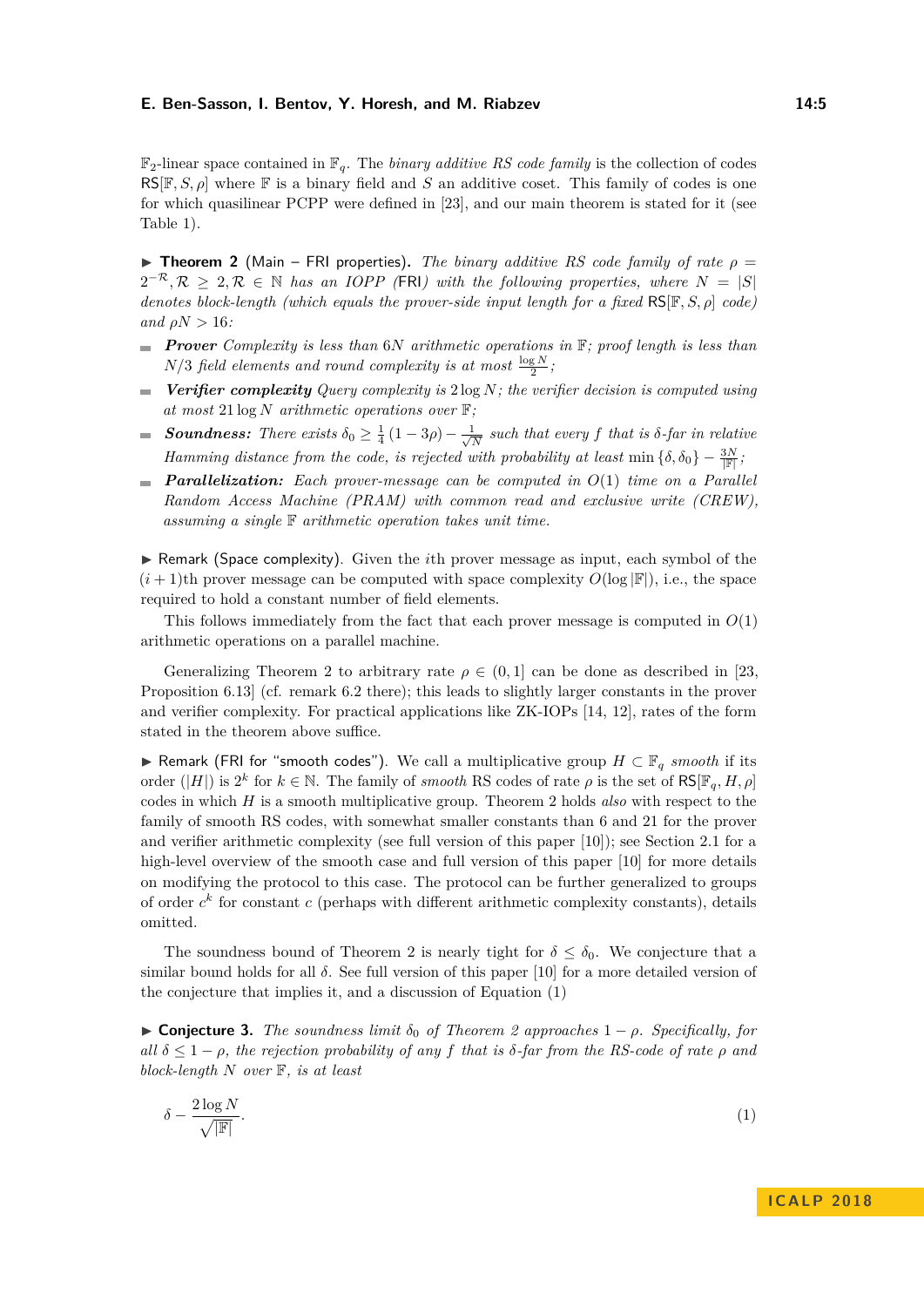$\mathbb{F}_2$-linear space contained in $\mathbb{F}_q$. The *binary additive RS code family* is the collection of codes $\mathsf{RS}[\mathbb{F}, S, \rho]$ where $\mathbb{F}$ is a binary field and $S$ an additive coset. This family of codes is one for which quasilinear PCPP were defined in [23], and our main theorem is stated for it (see Table 1).

▶ **Theorem 2** (Main – FRI properties). *The binary additive RS code family of rate $\rho = 2^{-\mathcal{R}}, \mathcal{R} \geq 2, \mathcal{R} \in \mathbb{N}$ has an IOPP (*FRI*) with the following properties, where $N = |S|$ denotes block-length (which equals the prover-side input length for a fixed $\mathsf{RS}[\mathbb{F}, S, \rho]$ code) and $\rho N > 16$:*

- ***Prover*** *Complexity is less than $6N$ arithmetic operations in $\mathbb{F}$; proof length is less than $N/3$ field elements and round complexity is at most $\frac{\log N}{2}$;*
- ***Verifier complexity*** *Query complexity is $2 \log N$; the verifier decision is computed using at most $21 \log N$ arithmetic operations over $\mathbb{F}$;*
- ***Soundness:*** *There exists $\delta_0 \geq \frac{1}{4}(1 - 3\rho) - \frac{1}{\sqrt{N}}$ such that every $f$ that is $\delta$-far in relative Hamming distance from the code, is rejected with probability at least $\min\{\delta, \delta_0\} - \frac{3N}{|\mathbb{F}|}$;*
- ***Parallelization:*** *Each prover-message can be computed in $O(1)$ time on a Parallel Random Access Machine (PRAM) with common read and exclusive write (CREW), assuming a single $\mathbb{F}$ arithmetic operation takes unit time.*

▶ Remark (Space complexity). Given the $i$th prover message as input, each symbol of the $(i + 1)$th prover message can be computed with space complexity $O(\log |\mathbb{F}|)$, i.e., the space required to hold a constant number of field elements.

This follows immediately from the fact that each prover message is computed in $O(1)$ arithmetic operations on a parallel machine.

Generalizing Theorem 2 to arbitrary rate $\rho \in (0, 1]$ can be done as described in [23, Proposition 6.13] (cf. remark 6.2 there); this leads to slightly larger constants in the prover and verifier complexity. For practical applications like ZK-IOPs [14, 12], rates of the form stated in the theorem above suffice.

▶ Remark (FRI for "smooth codes"). We call a multiplicative group $H \subset \mathbb{F}_q$ *smooth* if its order ($|H|$) is $2^k$ for $k \in \mathbb{N}$. The family of *smooth* RS codes of rate $\rho$ is the set of $\mathsf{RS}[\mathbb{F}_q, H, \rho]$ codes in which $H$ is a smooth multiplicative group. Theorem 2 holds *also* with respect to the family of smooth RS codes, with somewhat smaller constants than 6 and 21 for the prover and verifier arithmetic complexity (see full version of this paper [10]); see Section 2.1 for a high-level overview of the smooth case and full version of this paper [10] for more details on modifying the protocol to this case. The protocol can be further generalized to groups of order $c^k$ for constant $c$ (perhaps with different arithmetic complexity constants), details omitted.

The soundness bound of Theorem 2 is nearly tight for $\delta \leq \delta_0$. We conjecture that a similar bound holds for all $\delta$. See full version of this paper [10] for a more detailed version of the conjecture that implies it, and a discussion of Equation (1)

▶ **Conjecture 3.** *The soundness limit $\delta_0$ of Theorem 2 approaches $1 - \rho$. Specifically, for all $\delta \leq 1 - \rho$, the rejection probability of any $f$ that is $\delta$-far from the RS-code of rate $\rho$ and block-length $N$ over $\mathbb{F}$, is at least*

$$\delta - \frac{2 \log N}{\sqrt{|\mathbb{F}|}}. \tag{1}$$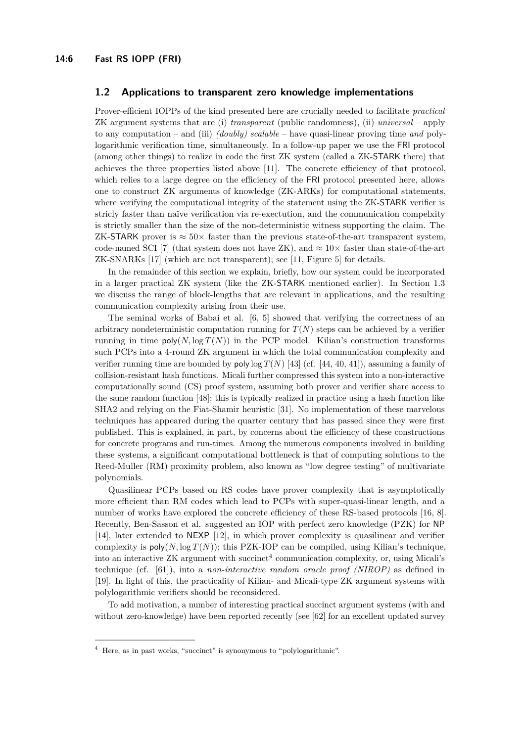## 1.2 Applications to transparent zero knowledge implementations

Prover-efficient IOPPs of the kind presented here are crucially needed to facilitate *practical* ZK argument systems that are (i) *transparent* (public randomness), (ii) *universal* – apply to any computation – and (iii) *(doubly) scalable* – have quasi-linear proving time *and* polylogarithmic verification time, simultaneously. In a follow-up paper we use the FRI protocol (among other things) to realize in code the first ZK system (called a ZK-STARK there) that achieves the three properties listed above [11]. The concrete efficiency of that protocol, which relies to a large degree on the efficiency of the FRI protocol presented here, allows one to construct ZK arguments of knowledge (ZK-ARKs) for computational statements, where verifying the computational integrity of the statement using the ZK-STARK verifier is stricly faster than naïve verification via re-exectution, and the communication compelxity is strictly smaller than the size of the non-deterministic witness supporting the claim. The ZK-STARK prover is $\approx 50\times$ faster than the previous state-of-the-art transparent system, code-named SCI [7] (that system does not have ZK), and $\approx 10\times$ faster than state-of-the-art ZK-SNARKs [17] (which are not transparent); see [11, Figure 5] for details.

In the remainder of this section we explain, briefly, how our system could be incorporated in a larger practical ZK system (like the ZK-STARK mentioned earlier). In Section 1.3 we discuss the range of block-lengths that are relevant in applications, and the resulting communication complexity arising from their use.

The seminal works of Babai et al. [6, 5] showed that verifying the correctness of an arbitrary nondeterministic computation running for $T(N)$ steps can be achieved by a verifier running in time $\mathsf{poly}(N, \log T(N))$ in the PCP model. Kilian's construction transforms such PCPs into a 4-round ZK argument in which the total communication complexity and verifier running time are bounded by $\mathsf{poly}\log T(N)$ [43] (cf. [44, 40, 41]), assuming a family of collision-resistant hash functions. Micali further compressed this system into a non-interactive computationally sound (CS) proof system, assuming both prover and verifier share access to the same random function [48]; this is typically realized in practice using a hash function like SHA2 and relying on the Fiat-Shamir heuristic [31]. No implementation of these marvelous techniques has appeared during the quarter century that has passed since they were first published. This is explained, in part, by concerns about the efficiency of these constructions for concrete programs and run-times. Among the numerous components involved in building these systems, a significant computational bottleneck is that of computing solutions to the Reed-Muller (RM) proximity problem, also known as "low degree testing" of multivariate polynomials.

Quasilinear PCPs based on RS codes have prover complexity that is asymptotically more efficient than RM codes which lead to PCPs with super-quasi-linear length, and a number of works have explored the concrete efficiency of these RS-based protocols [16, 8]. Recently, Ben-Sasson et al. suggested an IOP with perfect zero knowledge (PZK) for NP [14], later extended to NEXP [12], in which prover complexity is quasilinear and verifier complexity is $\mathsf{poly}(N, \log T(N))$; this PZK-IOP can be compiled, using Kilian's technique, into an interactive ZK argument with succinct[4] communication complexity, or, using Micali's technique (cf. [61]), into a *non-interactive random oracle proof (NIROP)* as defined in [19]. In light of this, the practicality of Kilian- and Micali-type ZK argument systems with polylogarithmic verifiers should be reconsidered.

To add motivation, a number of interesting practical succinct argument systems (with and without zero-knowledge) have been reported recently (see [62] for an excellent updated survey

[4] Here, as in past works, "succinct" is synonymous to "polylogarithmic".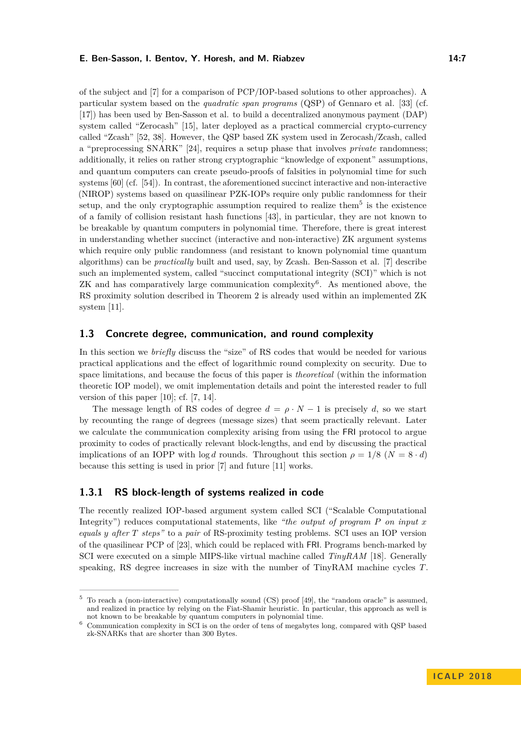of the subject and [7] for a comparison of PCP/IOP-based solutions to other approaches). A particular system based on the *quadratic span programs* (QSP) of Gennaro et al. [33] (cf. [17]) has been used by Ben-Sasson et al. to build a decentralized anonymous payment (DAP) system called "Zerocash" [15], later deployed as a practical commercial crypto-currency called "Zcash" [52, 38]. However, the QSP based ZK system used in Zerocash/Zcash, called a "preprocessing SNARK" [24], requires a setup phase that involves *private* randomness; additionally, it relies on rather strong cryptographic "knowledge of exponent" assumptions, and quantum computers can create pseudo-proofs of falsities in polynomial time for such systems [60] (cf. [54]). In contrast, the aforementioned succinct interactive and non-interactive (NIROP) systems based on quasilinear PZK-IOPs require only public randomness for their setup, and the only cryptographic assumption required to realize them[5] is the existence of a family of collision resistant hash functions [43], in particular, they are not known to be breakable by quantum computers in polynomial time. Therefore, there is great interest in understanding whether succinct (interactive and non-interactive) ZK argument systems which require only public randomness (and resistant to known polynomial time quantum algorithms) can be *practically* built and used, say, by Zcash. Ben-Sasson et al. [7] describe such an implemented system, called "succinct computational integrity (SCI)" which is not ZK and has comparatively large communication complexity[6]. As mentioned above, the RS proximity solution described in Theorem 2 is already used within an implemented ZK system [11].

## 1.3 Concrete degree, communication, and round complexity

In this section we *briefly* discuss the "size" of RS codes that would be needed for various practical applications and the effect of logarithmic round complexity on security. Due to space limitations, and because the focus of this paper is *theoretical* (within the information theoretic IOP model), we omit implementation details and point the interested reader to full version of this paper [10]; cf. [7, 14].

The message length of RS codes of degree $d = \rho \cdot N - 1$ is precisely $d$, so we start by recounting the range of degrees (message sizes) that seem practically relevant. Later we calculate the communication complexity arising from using the FRI protocol to argue proximity to codes of practically relevant block-lengths, and end by discussing the practical implications of an IOPP with $\log d$ rounds. Throughout this section $\rho = 1/8$ ($N = 8 \cdot d$) because this setting is used in prior [7] and future [11] works.

### 1.3.1 RS block-length of systems realized in code

The recently realized IOP-based argument system called SCI ("Scalable Computational Integrity") reduces computational statements, like *"the output of program $P$ on input $x$ equals $y$ after $T$ steps"* to a *pair* of RS-proximity testing problems. SCI uses an IOP version of the quasilinear PCP of [23], which could be replaced with FRI. Programs bench-marked by SCI were executed on a simple MIPS-like virtual machine called *TinyRAM* [18]. Generally speaking, RS degree increases in size with the number of TinyRAM machine cycles $T$.

[5] To reach a (non-interactive) computationally sound (CS) proof [49], the "random oracle" is assumed, and realized in practice by relying on the Fiat-Shamir heuristic. In particular, this approach as well is not known to be breakable by quantum computers in polynomial time.

[6] Communication complexity in SCI is on the order of tens of megabytes long, compared with QSP based zk-SNARKs that are shorter than 300 Bytes.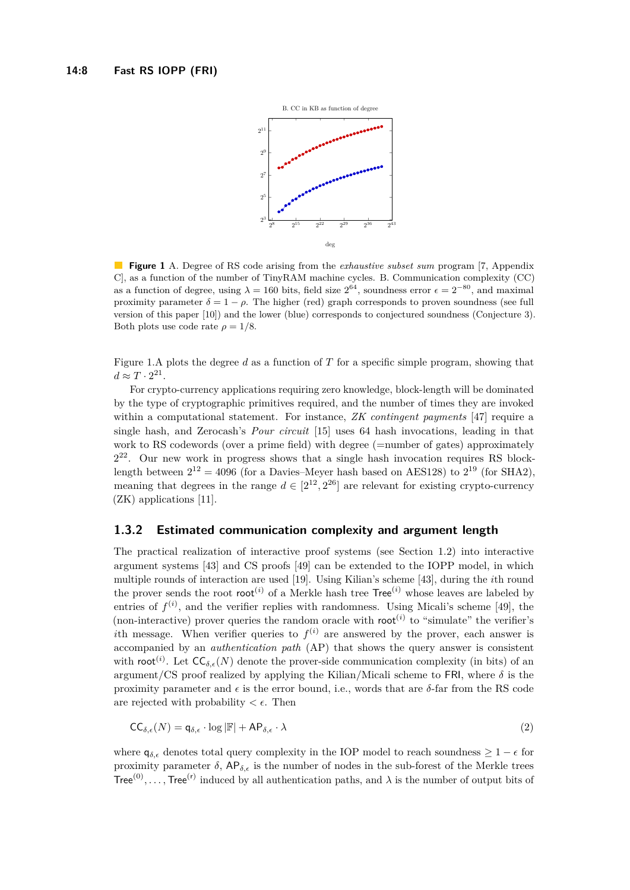**Figure 1** A. Degree of RS code arising from the *exhaustive subset sum* program [7, Appendix C], as a function of the number of TinyRAM machine cycles. B. Communication complexity (CC) as a function of degree, using $\lambda = 160$ bits, field size $2^{64}$, soundness error $\epsilon = 2^{-80}$, and maximal proximity parameter $\delta = 1 - \rho$. The higher (red) graph corresponds to proven soundness (see full version of this paper [10]) and the lower (blue) corresponds to conjectured soundness (Conjecture 3). Both plots use code rate $\rho = 1/8$.

Figure 1.A plots the degree $d$ as a function of $T$ for a specific simple program, showing that $d \approx T \cdot 2^{21}$.

For crypto-currency applications requiring zero knowledge, block-length will be dominated by the type of cryptographic primitives required, and the number of times they are invoked within a computational statement. For instance, *ZK contingent payments* [47] require a single hash, and Zerocash's *Pour circuit* [15] uses 64 hash invocations, leading in that work to RS codewords (over a prime field) with degree (=number of gates) approximately $2^{22}$. Our new work in progress shows that a single hash invocation requires RS block-length between $2^{12} = 4096$ (for a Davies–Meyer hash based on AES128) to $2^{19}$ (for SHA2), meaning that degrees in the range $d \in [2^{12}, 2^{26}]$ are relevant for existing crypto-currency (ZK) applications [11].

### 1.3.2 Estimated communication complexity and argument length

The practical realization of interactive proof systems (see Section 1.2) into interactive argument systems [43] and CS proofs [49] can be extended to the IOPP model, in which multiple rounds of interaction are used [19]. Using Kilian's scheme [43], during the $i$th round the prover sends the root $\mathsf{root}^{(i)}$ of a Merkle hash tree $\mathsf{Tree}^{(i)}$ whose leaves are labeled by entries of $f^{(i)}$, and the verifier replies with randomness. Using Micali's scheme [49], the (non-interactive) prover queries the random oracle with $\mathsf{root}^{(i)}$ to "simulate" the verifier's $i$th message. When verifier queries to $f^{(i)}$ are answered by the prover, each answer is accompanied by an *authentication path* (AP) that shows the query answer is consistent with $\mathsf{root}^{(i)}$. Let $\mathsf{CC}_{\delta,\epsilon}(N)$ denote the prover-side communication complexity (in bits) of an argument/CS proof realized by applying the Kilian/Micali scheme to FRI, where $\delta$ is the proximity parameter and $\epsilon$ is the error bound, i.e., words that are $\delta$-far from the RS code are rejected with probability $< \epsilon$. Then

$$\mathsf{CC}_{\delta,\epsilon}(N) = \mathsf{q}_{\delta,\epsilon} \cdot \log |\mathbb{F}| + \mathsf{AP}_{\delta,\epsilon} \cdot \lambda \tag{2}$$

where $\mathsf{q}_{\delta,\epsilon}$ denotes total query complexity in the IOP model to reach soundness $\geq 1 - \epsilon$ for proximity parameter $\delta$, $\mathsf{AP}_{\delta,\epsilon}$ is the number of nodes in the sub-forest of the Merkle trees $\mathsf{Tree}^{(0)}, \ldots, \mathsf{Tree}^{(r)}$ induced by all authentication paths, and $\lambda$ is the number of output bits of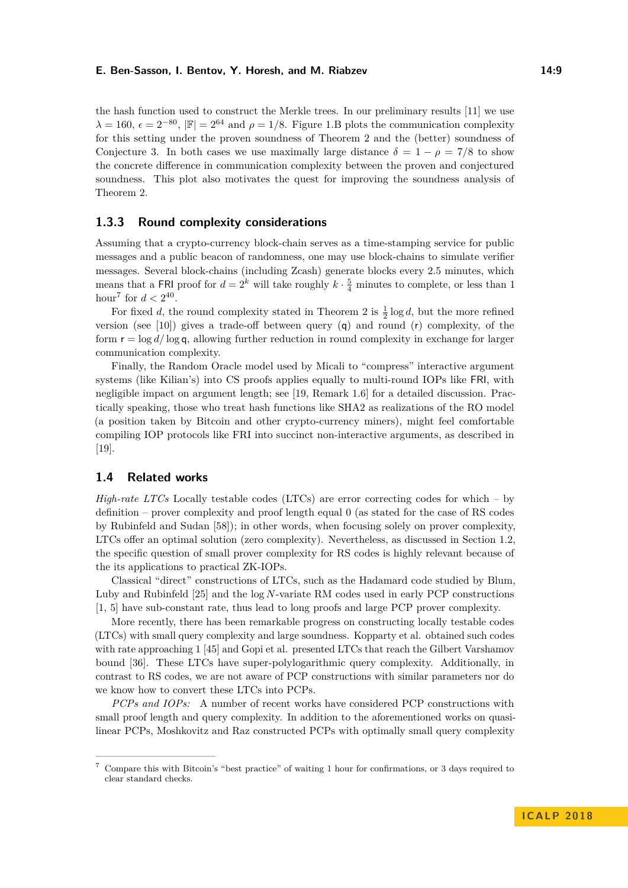the hash function used to construct the Merkle trees. In our preliminary results [11] we use $\lambda = 160$, $\epsilon = 2^{-80}$, $|\mathbb{F}| = 2^{64}$ and $\rho = 1/8$. Figure 1.B plots the communication complexity for this setting under the proven soundness of Theorem 2 and the (better) soundness of Conjecture 3. In both cases we use maximally large distance $\delta = 1 - \rho = 7/8$ to show the concrete difference in communication complexity between the proven and conjectured soundness. This plot also motivates the quest for improving the soundness analysis of Theorem 2.

### 1.3.3 Round complexity considerations

Assuming that a crypto-currency block-chain serves as a time-stamping service for public messages and a public beacon of randomness, one may use block-chains to simulate verifier messages. Several block-chains (including Zcash) generate blocks every 2.5 minutes, which means that a FRI proof for $d = 2^k$ will take roughly $k \cdot \frac{5}{4}$ minutes to complete, or less than 1 hour[7] for $d < 2^{40}$.

For fixed $d$, the round complexity stated in Theorem 2 is $\frac{1}{2} \log d$, but the more refined version (see [10]) gives a trade-off between query ($\mathsf{q}$) and round ($\mathsf{r}$) complexity, of the form $\mathsf{r} = \log d / \log \mathsf{q}$, allowing further reduction in round complexity in exchange for larger communication complexity.

Finally, the Random Oracle model used by Micali to "compress" interactive argument systems (like Kilian's) into CS proofs applies equally to multi-round IOPs like FRI, with negligible impact on argument length; see [19, Remark 1.6] for a detailed discussion. Practically speaking, those who treat hash functions like SHA2 as realizations of the RO model (a position taken by Bitcoin and other crypto-currency miners), might feel comfortable compiling IOP protocols like FRI into succinct non-interactive arguments, as described in [19].

## 1.4 Related works

*High-rate LTCs* Locally testable codes (LTCs) are error correcting codes for which – by definition – prover complexity and proof length equal 0 (as stated for the case of RS codes by Rubinfeld and Sudan [58]); in other words, when focusing solely on prover complexity, LTCs offer an optimal solution (zero complexity). Nevertheless, as discussed in Section 1.2, the specific question of small prover complexity for RS codes is highly relevant because of the its applications to practical ZK-IOPs.

Classical "direct" constructions of LTCs, such as the Hadamard code studied by Blum, Luby and Rubinfeld [25] and the $\log N$-variate RM codes used in early PCP constructions [1, 5] have sub-constant rate, thus lead to long proofs and large PCP prover complexity.

More recently, there has been remarkable progress on constructing locally testable codes (LTCs) with small query complexity and large soundness. Kopparty et al. obtained such codes with rate approaching 1 [45] and Gopi et al. presented LTCs that reach the Gilbert Varshamov bound [36]. These LTCs have super-polylogarithmic query complexity. Additionally, in contrast to RS codes, we are not aware of PCP constructions with similar parameters nor do we know how to convert these LTCs into PCPs.

*PCPs and IOPs:* A number of recent works have considered PCP constructions with small proof length and query complexity. In addition to the aforementioned works on quasi-linear PCPs, Moshkovitz and Raz constructed PCPs with optimally small query complexity

[7] Compare this with Bitcoin's "best practice" of waiting 1 hour for confirmations, or 3 days required to clear standard checks.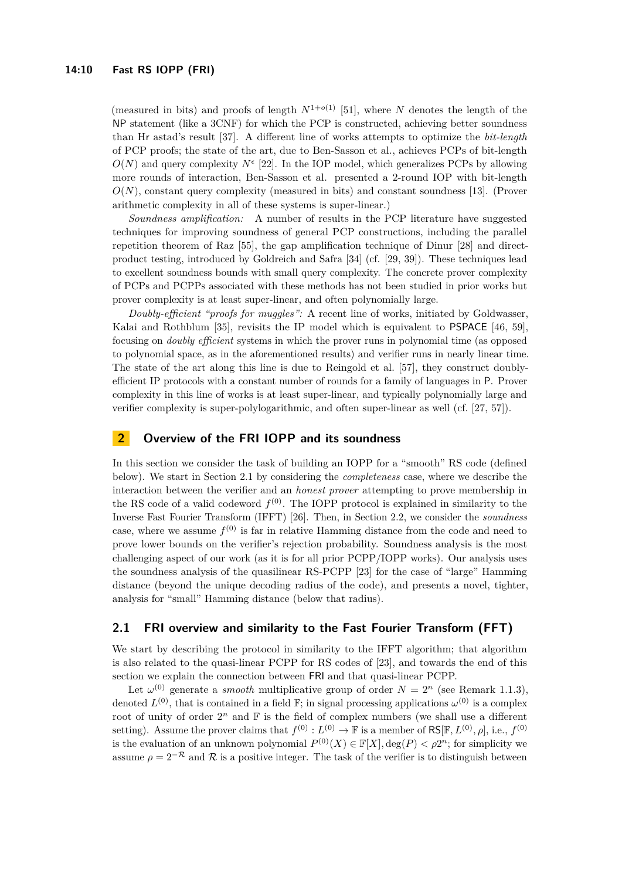(measured in bits) and proofs of length $N^{1+o(1)}$ [51], where $N$ denotes the length of the NP statement (like a 3CNF) for which the PCP is constructed, achieving better soundness than Hr astad's result [37]. A different line of works attempts to optimize the *bit-length* of PCP proofs; the state of the art, due to Ben-Sasson et al., achieves PCPs of bit-length $O(N)$ and query complexity $N^{\epsilon}$ [22]. In the IOP model, which generalizes PCPs by allowing more rounds of interaction, Ben-Sasson et al. presented a 2-round IOP with bit-length $O(N)$, constant query complexity (measured in bits) and constant soundness [13]. (Prover arithmetic complexity in all of these systems is super-linear.)

*Soundness amplification:* A number of results in the PCP literature have suggested techniques for improving soundness of general PCP constructions, including the parallel repetition theorem of Raz [55], the gap amplification technique of Dinur [28] and direct-product testing, introduced by Goldreich and Safra [34] (cf. [29, 39]). These techniques lead to excellent soundness bounds with small query complexity. The concrete prover complexity of PCPs and PCPPs associated with these methods has not been studied in prior works but prover complexity is at least super-linear, and often polynomially large.

*Doubly-efficient "proofs for muggles":* A recent line of works, initiated by Goldwasser, Kalai and Rothblum [35], revisits the IP model which is equivalent to PSPACE [46, 59], focusing on *doubly efficient* systems in which the prover runs in polynomial time (as opposed to polynomial space, as in the aforementioned results) and verifier runs in nearly linear time. The state of the art along this line is due to Reingold et al. [57], they construct doubly-efficient IP protocols with a constant number of rounds for a family of languages in P. Prover complexity in this line of works is at least super-linear, and typically polynomially large and verifier complexity is super-polylogarithmic, and often super-linear as well (cf. [27, 57]).

## 2 Overview of the FRI IOPP and its soundness

In this section we consider the task of building an IOPP for a "smooth" RS code (defined below). We start in Section 2.1 by considering the *completeness* case, where we describe the interaction between the verifier and an *honest prover* attempting to prove membership in the RS code of a valid codeword $f^{(0)}$. The IOPP protocol is explained in similarity to the Inverse Fast Fourier Transform (IFFT) [26]. Then, in Section 2.2, we consider the *soundness* case, where we assume $f^{(0)}$ is far in relative Hamming distance from the code and need to prove lower bounds on the verifier's rejection probability. Soundness analysis is the most challenging aspect of our work (as it is for all prior PCPP/IOPP works). Our analysis uses the soundness analysis of the quasilinear RS-PCPP [23] for the case of "large" Hamming distance (beyond the unique decoding radius of the code), and presents a novel, tighter, analysis for "small" Hamming distance (below that radius).

### 2.1 FRI overview and similarity to the Fast Fourier Transform (FFT)

We start by describing the protocol in similarity to the IFFT algorithm; that algorithm is also related to the quasi-linear PCPP for RS codes of [23], and towards the end of this section we explain the connection between FRI and that quasi-linear PCPP.

Let $\omega^{(0)}$ generate a *smooth* multiplicative group of order $N = 2^n$ (see Remark 1.1.3), denoted $L^{(0)}$, that is contained in a field $\mathbb{F}$; in signal processing applications $\omega^{(0)}$ is a complex root of unity of order $2^n$ and $\mathbb{F}$ is the field of complex numbers (we shall use a different setting). Assume the prover claims that $f^{(0)} : L^{(0)} \to \mathbb{F}$ is a member of $\mathsf{RS}[\mathbb{F}, L^{(0)}, \rho]$, i.e., $f^{(0)}$ is the evaluation of an unknown polynomial $P^{(0)}(X) \in \mathbb{F}[X], \deg(P) < \rho 2^n$; for simplicity we assume $\rho = 2^{-\mathcal{R}}$ and $\mathcal{R}$ is a positive integer. The task of the verifier is to distinguish between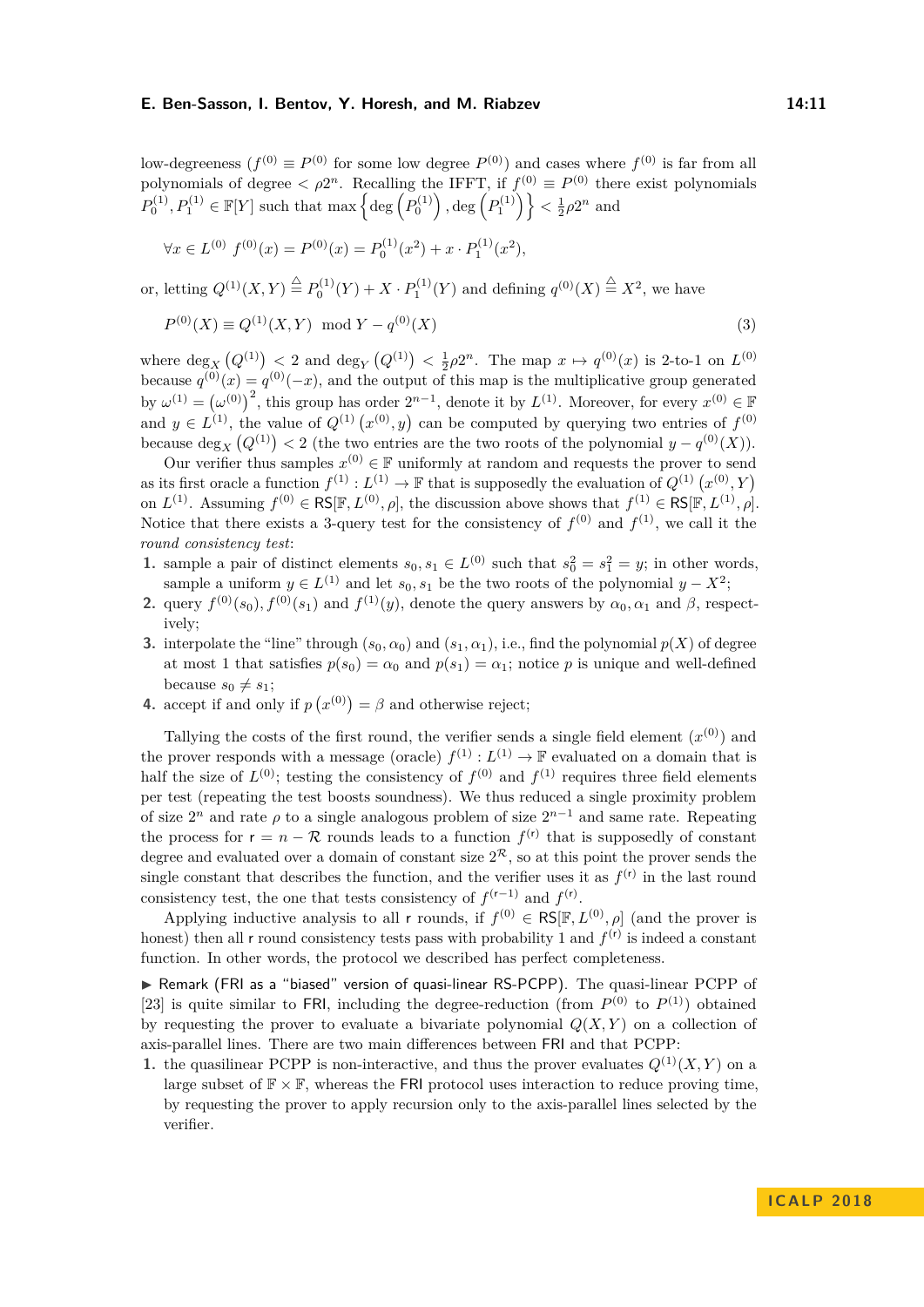low-degreeness ($f^{(0)} \equiv P^{(0)}$ for some low degree $P^{(0)}$) and cases where $f^{(0)}$ is far from all polynomials of degree $< \rho 2^n$. Recalling the IFFT, if $f^{(0)} \equiv P^{(0)}$ there exist polynomials $P_0^{(1)}, P_1^{(1)} \in \mathbb{F}[Y]$ such that $\max\left\{\deg\left(P_0^{(1)}\right), \deg\left(P_1^{(1)}\right)\right\} < \frac{1}{2}\rho 2^n$ and

$$\forall x \in L^{(0)} \; f^{(0)}(x) = P^{(0)}(x) = P_0^{(1)}(x^2) + x \cdot P_1^{(1)}(x^2),$$

or, letting $Q^{(1)}(X,Y) \triangleq P_0^{(1)}(Y) + X \cdot P_1^{(1)}(Y)$ and defining $q^{(0)}(X) \triangleq X^2$, we have

$$P^{(0)}(X) \equiv Q^{(1)}(X,Y) \mod Y - q^{(0)}(X) \tag{3}$$

where $\deg_X\left(Q^{(1)}\right) < 2$ and $\deg_Y\left(Q^{(1)}\right) < \frac{1}{2}\rho 2^n$. The map $x \mapsto q^{(0)}(x)$ is 2-to-1 on $L^{(0)}$ because $q^{(0)}(x) = q^{(0)}(-x)$, and the output of this map is the multiplicative group generated by $\omega^{(1)} = \left(\omega^{(0)}\right)^2$, this group has order $2^{n-1}$, denote it by $L^{(1)}$. Moreover, for every $x^{(0)} \in \mathbb{F}$ and $y \in L^{(1)}$, the value of $Q^{(1)}\left(x^{(0)}, y\right)$ can be computed by querying two entries of $f^{(0)}$ because $\deg_X\left(Q^{(1)}\right) < 2$ (the two entries are the two roots of the polynomial $y - q^{(0)}(X)$).

Our verifier thus samples $x^{(0)} \in \mathbb{F}$ uniformly at random and requests the prover to send as its first oracle a function $f^{(1)} : L^{(1)} \to \mathbb{F}$ that is supposedly the evaluation of $Q^{(1)}\left(x^{(0)}, Y\right)$ on $L^{(1)}$. Assuming $f^{(0)} \in \mathsf{RS}[\mathbb{F}, L^{(0)}, \rho]$, the discussion above shows that $f^{(1)} \in \mathsf{RS}[\mathbb{F}, L^{(1)}, \rho]$. Notice that there exists a 3-query test for the consistency of $f^{(0)}$ and $f^{(1)}$, we call it the *round consistency test*:

1. sample a pair of distinct elements $s_0, s_1 \in L^{(0)}$ such that $s_0^2 = s_1^2 = y$; in other words, sample a uniform $y \in L^{(1)}$ and let $s_0, s_1$ be the two roots of the polynomial $y - X^2$;
2. query $f^{(0)}(s_0), f^{(0)}(s_1)$ and $f^{(1)}(y)$, denote the query answers by $\alpha_0, \alpha_1$ and $\beta$, respectively;
3. interpolate the "line" through $(s_0, \alpha_0)$ and $(s_1, \alpha_1)$, i.e., find the polynomial $p(X)$ of degree at most 1 that satisfies $p(s_0) = \alpha_0$ and $p(s_1) = \alpha_1$; notice $p$ is unique and well-defined because $s_0 \neq s_1$;
4. accept if and only if $p\left(x^{(0)}\right) = \beta$ and otherwise reject;

Tallying the costs of the first round, the verifier sends a single field element ($x^{(0)}$) and the prover responds with a message (oracle) $f^{(1)} : L^{(1)} \to \mathbb{F}$ evaluated on a domain that is half the size of $L^{(0)}$; testing the consistency of $f^{(0)}$ and $f^{(1)}$ requires three field elements per test (repeating the test boosts soundness). We thus reduced a single proximity problem of size $2^n$ and rate $\rho$ to a single analogous problem of size $2^{n-1}$ and same rate. Repeating the process for $\mathsf{r} = n - \mathcal{R}$ rounds leads to a function $f^{(\mathsf{r})}$ that is supposedly of constant degree and evaluated over a domain of constant size $2^{\mathcal{R}}$, so at this point the prover sends the single constant that describes the function, and the verifier uses it as $f^{(\mathsf{r})}$ in the last round consistency test, the one that tests consistency of $f^{(\mathsf{r}-1)}$ and $f^{(\mathsf{r})}$.

Applying inductive analysis to all $\mathsf{r}$ rounds, if $f^{(0)} \in \mathsf{RS}[\mathbb{F}, L^{(0)}, \rho]$ (and the prover is honest) then all $\mathsf{r}$ round consistency tests pass with probability 1 and $f^{(\mathsf{r})}$ is indeed a constant function. In other words, the protocol we described has perfect completeness.

▶ Remark (FRI as a "biased" version of quasi-linear RS-PCPP). The quasi-linear PCPP of [23] is quite similar to FRI, including the degree-reduction (from $P^{(0)}$ to $P^{(1)}$) obtained by requesting the prover to evaluate a bivariate polynomial $Q(X,Y)$ on a collection of axis-parallel lines. There are two main differences between FRI and that PCPP:

1. the quasilinear PCPP is non-interactive, and thus the prover evaluates $Q^{(1)}(X,Y)$ on a large subset of $\mathbb{F} \times \mathbb{F}$, whereas the FRI protocol uses interaction to reduce proving time, by requesting the prover to apply recursion only to the axis-parallel lines selected by the verifier.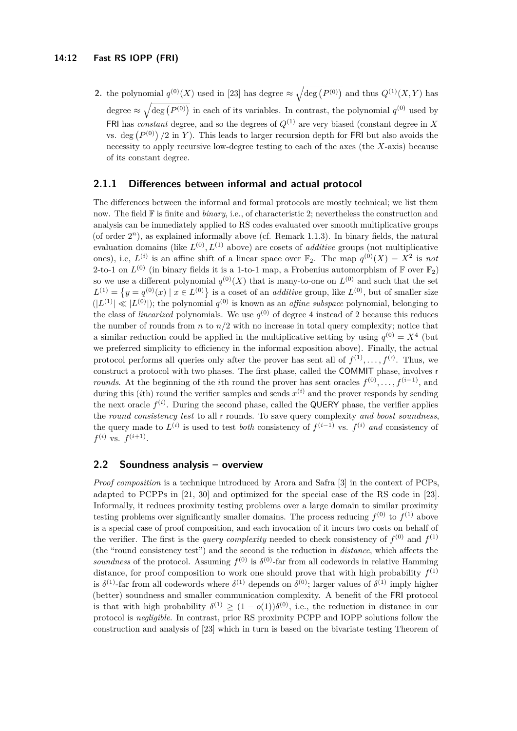2. the polynomial $q^{(0)}(X)$ used in [23] has degree $\approx \sqrt{\deg\left(P^{(0)}\right)}$ and thus $Q^{(1)}(X,Y)$ has degree $\approx \sqrt{\deg\left(P^{(0)}\right)}$ in each of its variables. In contrast, the polynomial $q^{(0)}$ used by FRI has *constant* degree, and so the degrees of $Q^{(1)}$ are very biased (constant degree in $X$ vs. $\deg\left(P^{(0)}\right)/2$ in $Y$). This leads to larger recursion depth for FRI but also avoids the necessity to apply recursive low-degree testing to each of the axes (the $X$-axis) because of its constant degree.

### 2.1.1 Differences between informal and actual protocol

The differences between the informal and formal protocols are mostly technical; we list them now. The field $\mathbb{F}$ is finite and *binary*, i.e., of characteristic 2; nevertheless the construction and analysis can be immediately applied to RS codes evaluated over smooth multiplicative groups (of order $2^n$), as explained informally above (cf. Remark 1.1.3). In binary fields, the natural evaluation domains (like $L^{(0)}, L^{(1)}$ above) are cosets of *additive* groups (not multiplicative ones), i.e, $L^{(i)}$ is an affine shift of a linear space over $\mathbb{F}_2$. The map $q^{(0)}(X) = X^2$ is *not* 2-to-1 on $L^{(0)}$ (in binary fields it is a 1-to-1 map, a Frobenius automorphism of $\mathbb{F}$ over $\mathbb{F}_2$) so we use a different polynomial $q^{(0)}(X)$ that is many-to-one on $L^{(0)}$ and such that the set $L^{(1)} = \left\{y = q^{(0)}(x) \mid x \in L^{(0)}\right\}$ is a coset of an *additive* group, like $L^{(0)}$, but of smaller size ($|L^{(1)}| \ll |L^{(0)}|$); the polynomial $q^{(0)}$ is known as an *affine subspace* polynomial, belonging to the class of *linearized* polynomials. We use $q^{(0)}$ of degree 4 instead of 2 because this reduces the number of rounds from $n$ to $n/2$ with no increase in total query complexity; notice that a similar reduction could be applied in the multiplicative setting by using $q^{(0)} = X^4$ (but we preferred simplicity to efficiency in the informal exposition above). Finally, the actual protocol performs all queries only after the prover has sent all of $f^{(1)}, \ldots, f^{(\mathsf{r})}$. Thus, we construct a protocol with two phases. The first phase, called the COMMIT phase, involves $\mathsf{r}$ *rounds*. At the beginning of the $i$th round the prover has sent oracles $f^{(0)}, \ldots, f^{(i-1)}$, and during this ($i$th) round the verifier samples and sends $x^{(i)}$ and the prover responds by sending the next oracle $f^{(i)}$. During the second phase, called the QUERY phase, the verifier applies the *round consistency test* to all $\mathsf{r}$ rounds. To save query complexity *and boost soundness*, the query made to $L^{(i)}$ is used to test *both* consistency of $f^{(i-1)}$ vs. $f^{(i)}$ *and* consistency of $f^{(i)}$ vs. $f^{(i+1)}$.

## 2.2 Soundness analysis – overview

*Proof composition* is a technique introduced by Arora and Safra [3] in the context of PCPs, adapted to PCPPs in [21, 30] and optimized for the special case of the RS code in [23]. Informally, it reduces proximity testing problems over a large domain to similar proximity testing problems over significantly smaller domains. The process reducing $f^{(0)}$ to $f^{(1)}$ above is a special case of proof composition, and each invocation of it incurs two costs on behalf of the verifier. The first is the *query complexity* needed to check consistency of $f^{(0)}$ and $f^{(1)}$ (the "round consistency test") and the second is the reduction in *distance*, which affects the *soundness* of the protocol. Assuming $f^{(0)}$ is $\delta^{(0)}$-far from all codewords in relative Hamming distance, for proof composition to work one should prove that with high probability $f^{(1)}$ is $\delta^{(1)}$-far from all codewords where $\delta^{(1)}$ depends on $\delta^{(0)}$; larger values of $\delta^{(1)}$ imply higher (better) soundness and smaller communication complexity. A benefit of the FRI protocol is that with high probability $\delta^{(1)} \geq (1 - o(1))\delta^{(0)}$, i.e., the reduction in distance in our protocol is *negligible*. In contrast, prior RS proximity PCPP and IOPP solutions follow the construction and analysis of [23] which in turn is based on the bivariate testing Theorem of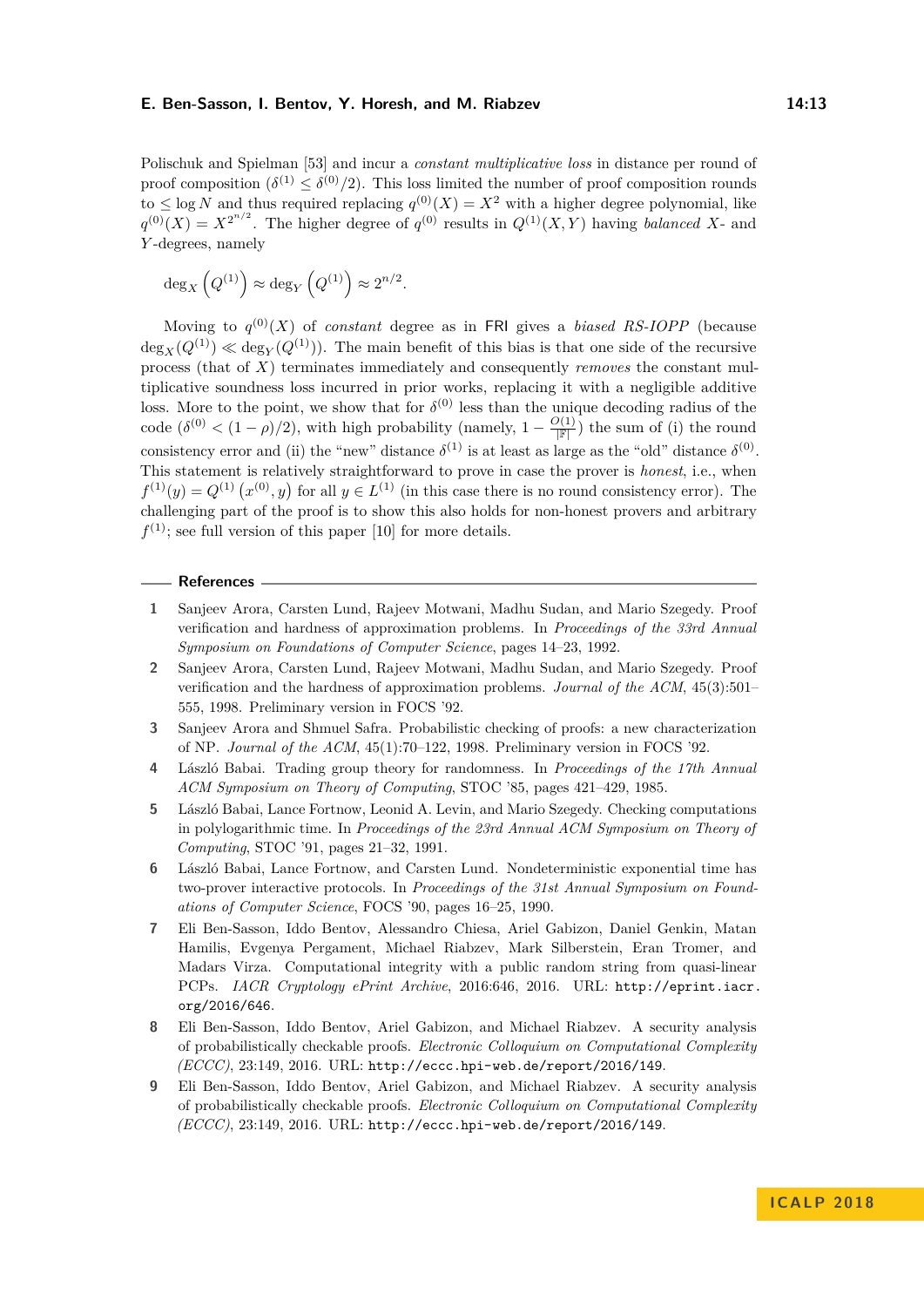Polischuk and Spielman [53] and incur a *constant multiplicative loss* in distance per round of proof composition ($\delta^{(1)} \leq \delta^{(0)}/2$). This loss limited the number of proof composition rounds to $\leq \log N$ and thus required replacing $q^{(0)}(X) = X^2$ with a higher degree polynomial, like $q^{(0)}(X) = X^{2^{n/2}}$. The higher degree of $q^{(0)}$ results in $Q^{(1)}(X,Y)$ having *balanced* $X$- and $Y$-degrees, namely

$$\deg_X\left(Q^{(1)}\right) \approx \deg_Y\left(Q^{(1)}\right) \approx 2^{n/2}.$$

Moving to $q^{(0)}(X)$ of *constant* degree as in FRI gives a *biased RS-IOPP* (because $\deg_X(Q^{(1)}) \ll \deg_Y(Q^{(1)})$). The main benefit of this bias is that one side of the recursive process (that of $X$) terminates immediately and consequently *removes* the constant multiplicative soundness loss incurred in prior works, replacing it with a negligible additive loss. More to the point, we show that for $\delta^{(0)}$ less than the unique decoding radius of the code ($\delta^{(0)} < (1-\rho)/2$), with high probability (namely, $1 - \frac{O(1)}{|\mathbb{F}|}$) the sum of (i) the round consistency error and (ii) the "new" distance $\delta^{(1)}$ is at least as large as the "old" distance $\delta^{(0)}$. This statement is relatively straightforward to prove in case the prover is *honest*, i.e., when $f^{(1)}(y) = Q^{(1)}\left(x^{(0)}, y\right)$ for all $y \in L^{(1)}$ (in this case there is no round consistency error). The challenging part of the proof is to show this also holds for non-honest provers and arbitrary $f^{(1)}$; see full version of this paper [10] for more details.

## References

1. Sanjeev Arora, Carsten Lund, Rajeev Motwani, Madhu Sudan, and Mario Szegedy. Proof verification and hardness of approximation problems. In *Proceedings of the 33rd Annual Symposium on Foundations of Computer Science*, pages 14–23, 1992.
2. Sanjeev Arora, Carsten Lund, Rajeev Motwani, Madhu Sudan, and Mario Szegedy. Proof verification and the hardness of approximation problems. *Journal of the ACM*, 45(3):501–555, 1998. Preliminary version in FOCS '92.
3. Sanjeev Arora and Shmuel Safra. Probabilistic checking of proofs: a new characterization of NP. *Journal of the ACM*, 45(1):70–122, 1998. Preliminary version in FOCS '92.
4. László Babai. Trading group theory for randomness. In *Proceedings of the 17th Annual ACM Symposium on Theory of Computing*, STOC '85, pages 421–429, 1985.
5. László Babai, Lance Fortnow, Leonid A. Levin, and Mario Szegedy. Checking computations in polylogarithmic time. In *Proceedings of the 23rd Annual ACM Symposium on Theory of Computing*, STOC '91, pages 21–32, 1991.
6. László Babai, Lance Fortnow, and Carsten Lund. Nondeterministic exponential time has two-prover interactive protocols. In *Proceedings of the 31st Annual Symposium on Foundations of Computer Science*, FOCS '90, pages 16–25, 1990.
7. Eli Ben-Sasson, Iddo Bentov, Alessandro Chiesa, Ariel Gabizon, Daniel Genkin, Matan Hamilis, Evgenya Pergament, Michael Riabzev, Mark Silberstein, Eran Tromer, and Madars Virza. Computational integrity with a public random string from quasi-linear PCPs. *IACR Cryptology ePrint Archive*, 2016:646, 2016. URL: http://eprint.iacr.org/2016/646.
8. Eli Ben-Sasson, Iddo Bentov, Ariel Gabizon, and Michael Riabzev. A security analysis of probabilistically checkable proofs. *Electronic Colloquium on Computational Complexity (ECCC)*, 23:149, 2016. URL: http://eccc.hpi-web.de/report/2016/149.
9. Eli Ben-Sasson, Iddo Bentov, Ariel Gabizon, and Michael Riabzev. A security analysis of probabilistically checkable proofs. *Electronic Colloquium on Computational Complexity (ECCC)*, 23:149, 2016. URL: http://eccc.hpi-web.de/report/2016/149.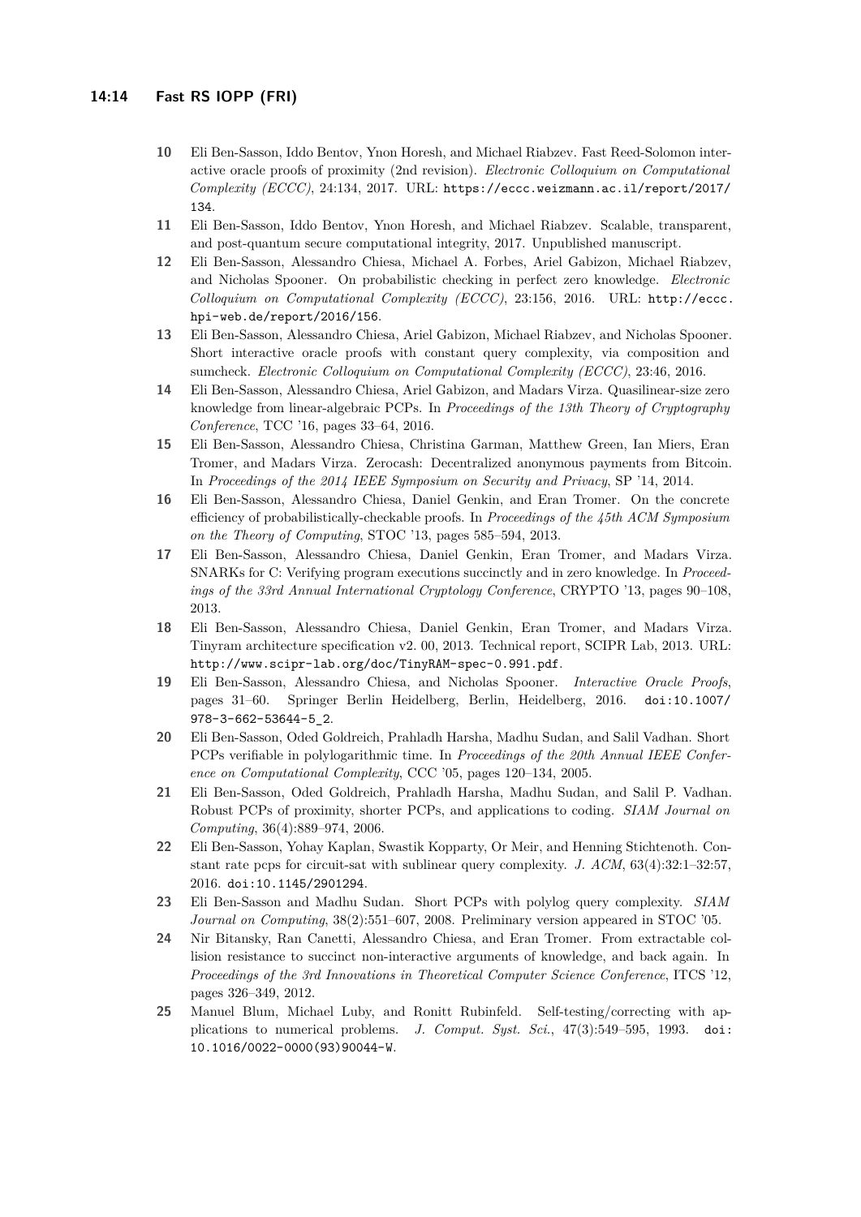10. Eli Ben-Sasson, Iddo Bentov, Ynon Horesh, and Michael Riabzev. Fast Reed-Solomon interactive oracle proofs of proximity (2nd revision). *Electronic Colloquium on Computational Complexity (ECCC)*, 24:134, 2017. URL: https://eccc.weizmann.ac.il/report/2017/134.
11. Eli Ben-Sasson, Iddo Bentov, Ynon Horesh, and Michael Riabzev. Scalable, transparent, and post-quantum secure computational integrity, 2017. Unpublished manuscript.
12. Eli Ben-Sasson, Alessandro Chiesa, Michael A. Forbes, Ariel Gabizon, Michael Riabzev, and Nicholas Spooner. On probabilistic checking in perfect zero knowledge. *Electronic Colloquium on Computational Complexity (ECCC)*, 23:156, 2016. URL: http://eccc.hpi-web.de/report/2016/156.
13. Eli Ben-Sasson, Alessandro Chiesa, Ariel Gabizon, Michael Riabzev, and Nicholas Spooner. Short interactive oracle proofs with constant query complexity, via composition and sumcheck. *Electronic Colloquium on Computational Complexity (ECCC)*, 23:46, 2016.
14. Eli Ben-Sasson, Alessandro Chiesa, Ariel Gabizon, and Madars Virza. Quasilinear-size zero knowledge from linear-algebraic PCPs. In *Proceedings of the 13th Theory of Cryptography Conference*, TCC '16, pages 33–64, 2016.
15. Eli Ben-Sasson, Alessandro Chiesa, Christina Garman, Matthew Green, Ian Miers, Eran Tromer, and Madars Virza. Zerocash: Decentralized anonymous payments from Bitcoin. In *Proceedings of the 2014 IEEE Symposium on Security and Privacy*, SP '14, 2014.
16. Eli Ben-Sasson, Alessandro Chiesa, Daniel Genkin, and Eran Tromer. On the concrete efficiency of probabilistically-checkable proofs. In *Proceedings of the 45th ACM Symposium on the Theory of Computing*, STOC '13, pages 585–594, 2013.
17. Eli Ben-Sasson, Alessandro Chiesa, Daniel Genkin, Eran Tromer, and Madars Virza. SNARKs for C: Verifying program executions succinctly and in zero knowledge. In *Proceedings of the 33rd Annual International Cryptology Conference*, CRYPTO '13, pages 90–108, 2013.
18. Eli Ben-Sasson, Alessandro Chiesa, Daniel Genkin, Eran Tromer, and Madars Virza. Tinyram architecture specification v2. 00, 2013. Technical report, SCIPR Lab, 2013. URL: http://www.scipr-lab.org/doc/TinyRAM-spec-0.991.pdf.
19. Eli Ben-Sasson, Alessandro Chiesa, and Nicholas Spooner. *Interactive Oracle Proofs*, pages 31–60. Springer Berlin Heidelberg, Berlin, Heidelberg, 2016. doi:10.1007/978-3-662-53644-5_2.
20. Eli Ben-Sasson, Oded Goldreich, Prahladh Harsha, Madhu Sudan, and Salil Vadhan. Short PCPs verifiable in polylogarithmic time. In *Proceedings of the 20th Annual IEEE Conference on Computational Complexity*, CCC '05, pages 120–134, 2005.
21. Eli Ben-Sasson, Oded Goldreich, Prahladh Harsha, Madhu Sudan, and Salil P. Vadhan. Robust PCPs of proximity, shorter PCPs, and applications to coding. *SIAM Journal on Computing*, 36(4):889–974, 2006.
22. Eli Ben-Sasson, Yohay Kaplan, Swastik Kopparty, Or Meir, and Henning Stichtenoth. Constant rate pcps for circuit-sat with sublinear query complexity. *J. ACM*, 63(4):32:1–32:57, 2016. doi:10.1145/2901294.
23. Eli Ben-Sasson and Madhu Sudan. Short PCPs with polylog query complexity. *SIAM Journal on Computing*, 38(2):551–607, 2008. Preliminary version appeared in STOC '05.
24. Nir Bitansky, Ran Canetti, Alessandro Chiesa, and Eran Tromer. From extractable collision resistance to succinct non-interactive arguments of knowledge, and back again. In *Proceedings of the 3rd Innovations in Theoretical Computer Science Conference*, ITCS '12, pages 326–349, 2012.
25. Manuel Blum, Michael Luby, and Ronitt Rubinfeld. Self-testing/correcting with applications to numerical problems. *J. Comput. Syst. Sci.*, 47(3):549–595, 1993. doi:10.1016/0022-0000(93)90044-W.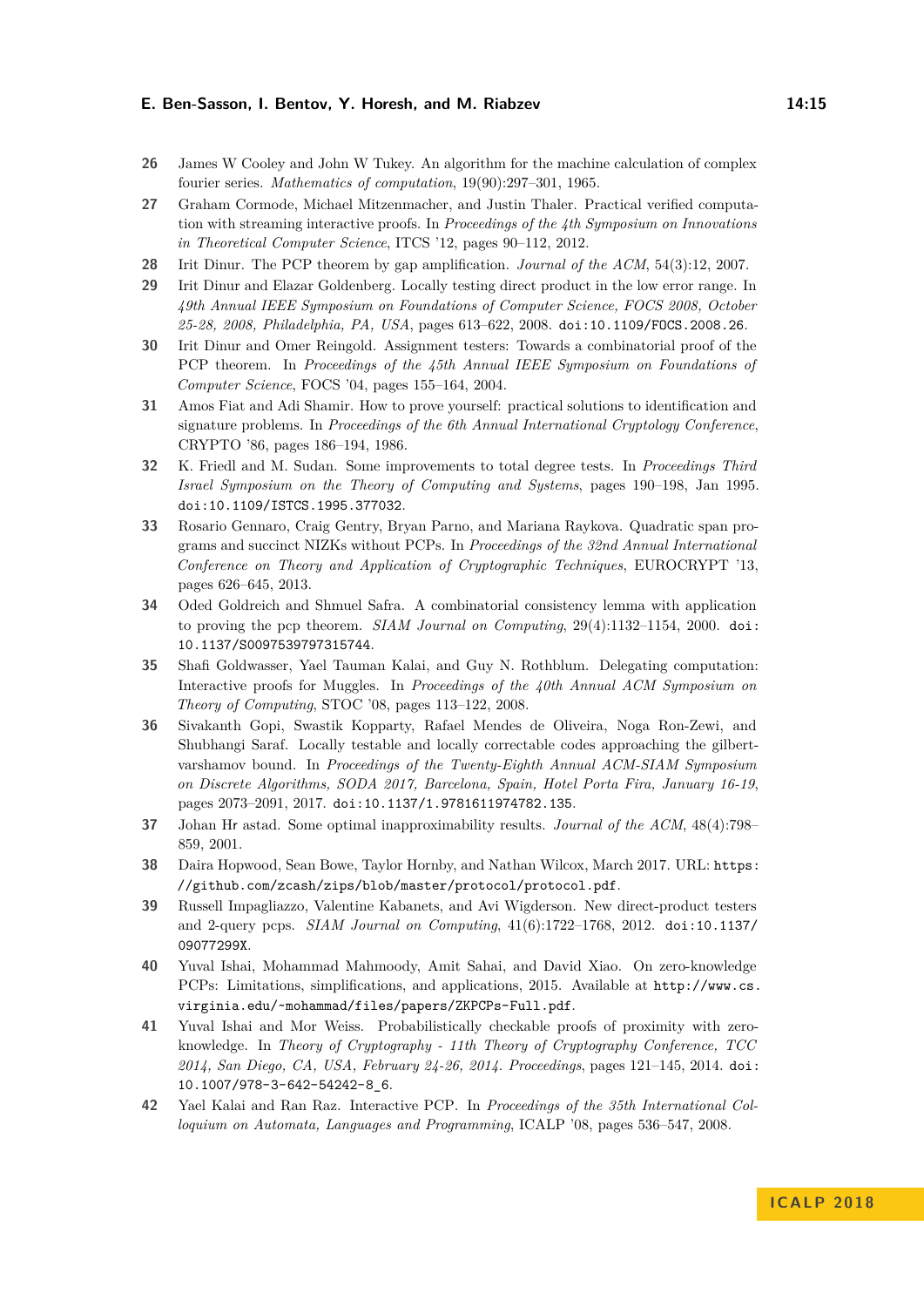26 James W Cooley and John W Tukey. An algorithm for the machine calculation of complex fourier series. *Mathematics of computation*, 19(90):297–301, 1965.

27 Graham Cormode, Michael Mitzenmacher, and Justin Thaler. Practical verified computation with streaming interactive proofs. In *Proceedings of the 4th Symposium on Innovations in Theoretical Computer Science*, ITCS '12, pages 90–112, 2012.

28 Irit Dinur. The PCP theorem by gap amplification. *Journal of the ACM*, 54(3):12, 2007.

29 Irit Dinur and Elazar Goldenberg. Locally testing direct product in the low error range. In *49th Annual IEEE Symposium on Foundations of Computer Science, FOCS 2008, October 25-28, 2008, Philadelphia, PA, USA*, pages 613–622, 2008. doi:10.1109/FOCS.2008.26.

30 Irit Dinur and Omer Reingold. Assignment testers: Towards a combinatorial proof of the PCP theorem. In *Proceedings of the 45th Annual IEEE Symposium on Foundations of Computer Science*, FOCS '04, pages 155–164, 2004.

31 Amos Fiat and Adi Shamir. How to prove yourself: practical solutions to identification and signature problems. In *Proceedings of the 6th Annual International Cryptology Conference*, CRYPTO '86, pages 186–194, 1986.

32 K. Friedl and M. Sudan. Some improvements to total degree tests. In *Proceedings Third Israel Symposium on the Theory of Computing and Systems*, pages 190–198, Jan 1995. doi:10.1109/ISTCS.1995.377032.

33 Rosario Gennaro, Craig Gentry, Bryan Parno, and Mariana Raykova. Quadratic span programs and succinct NIZKs without PCPs. In *Proceedings of the 32nd Annual International Conference on Theory and Application of Cryptographic Techniques*, EUROCRYPT '13, pages 626–645, 2013.

34 Oded Goldreich and Shmuel Safra. A combinatorial consistency lemma with application to proving the pcp theorem. *SIAM Journal on Computing*, 29(4):1132–1154, 2000. doi:10.1137/S0097539797315744.

35 Shafi Goldwasser, Yael Tauman Kalai, and Guy N. Rothblum. Delegating computation: Interactive proofs for Muggles. In *Proceedings of the 40th Annual ACM Symposium on Theory of Computing*, STOC '08, pages 113–122, 2008.

36 Sivakanth Gopi, Swastik Kopparty, Rafael Mendes de Oliveira, Noga Ron-Zewi, and Shubhangi Saraf. Locally testable and locally correctable codes approaching the gilbert-varshamov bound. In *Proceedings of the Twenty-Eighth Annual ACM-SIAM Symposium on Discrete Algorithms, SODA 2017, Barcelona, Spain, Hotel Porta Fira, January 16-19*, pages 2073–2091, 2017. doi:10.1137/1.9781611974782.135.

37 Johan Hr astad. Some optimal inapproximability results. *Journal of the ACM*, 48(4):798–859, 2001.

38 Daira Hopwood, Sean Bowe, Taylor Hornby, and Nathan Wilcox, March 2017. URL: https://github.com/zcash/zips/blob/master/protocol/protocol.pdf.

39 Russell Impagliazzo, Valentine Kabanets, and Avi Wigderson. New direct-product testers and 2-query pcps. *SIAM Journal on Computing*, 41(6):1722–1768, 2012. doi:10.1137/09077299X.

40 Yuval Ishai, Mohammad Mahmoody, Amit Sahai, and David Xiao. On zero-knowledge PCPs: Limitations, simplifications, and applications, 2015. Available at http://www.cs.virginia.edu/~mohammad/files/papers/ZKPCPs-Full.pdf.

41 Yuval Ishai and Mor Weiss. Probabilistically checkable proofs of proximity with zero-knowledge. In *Theory of Cryptography - 11th Theory of Cryptography Conference, TCC 2014, San Diego, CA, USA, February 24-26, 2014. Proceedings*, pages 121–145, 2014. doi:10.1007/978-3-642-54242-8_6.

42 Yael Kalai and Ran Raz. Interactive PCP. In *Proceedings of the 35th International Colloquium on Automata, Languages and Programming*, ICALP '08, pages 536–547, 2008.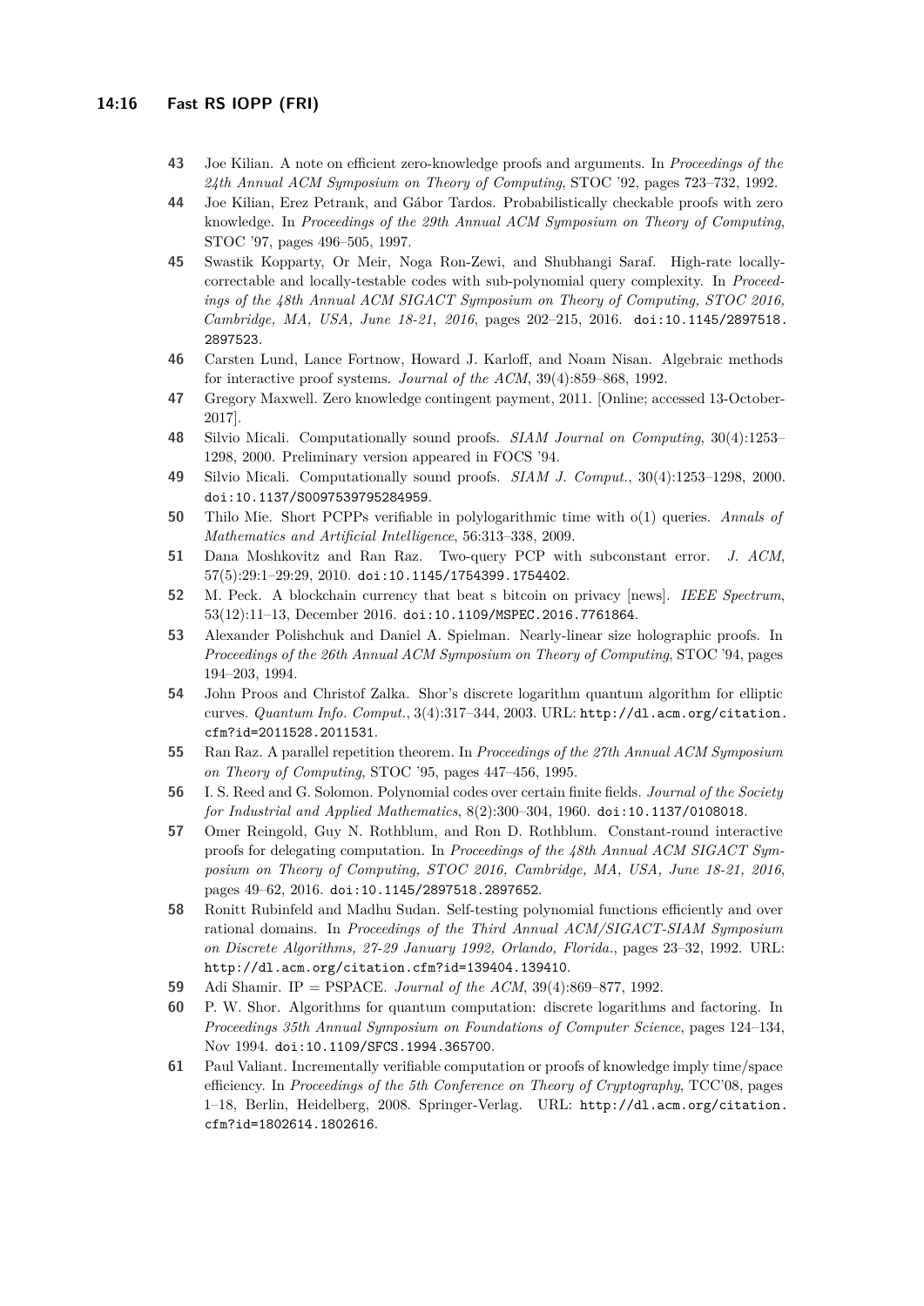43 Joe Kilian. A note on efficient zero-knowledge proofs and arguments. In *Proceedings of the 24th Annual ACM Symposium on Theory of Computing*, STOC '92, pages 723–732, 1992.

44 Joe Kilian, Erez Petrank, and Gábor Tardos. Probabilistically checkable proofs with zero knowledge. In *Proceedings of the 29th Annual ACM Symposium on Theory of Computing*, STOC '97, pages 496–505, 1997.

45 Swastik Kopparty, Or Meir, Noga Ron-Zewi, and Shubhangi Saraf. High-rate locally-correctable and locally-testable codes with sub-polynomial query complexity. In *Proceedings of the 48th Annual ACM SIGACT Symposium on Theory of Computing, STOC 2016, Cambridge, MA, USA, June 18-21, 2016*, pages 202–215, 2016. doi:10.1145/2897518.2897523.

46 Carsten Lund, Lance Fortnow, Howard J. Karloff, and Noam Nisan. Algebraic methods for interactive proof systems. *Journal of the ACM*, 39(4):859–868, 1992.

47 Gregory Maxwell. Zero knowledge contingent payment, 2011. [Online; accessed 13-October-2017].

48 Silvio Micali. Computationally sound proofs. *SIAM Journal on Computing*, 30(4):1253–1298, 2000. Preliminary version appeared in FOCS '94.

49 Silvio Micali. Computationally sound proofs. *SIAM J. Comput.*, 30(4):1253–1298, 2000. doi:10.1137/S0097539795284959.

50 Thilo Mie. Short PCPPs verifiable in polylogarithmic time with o(1) queries. *Annals of Mathematics and Artificial Intelligence*, 56:313–338, 2009.

51 Dana Moshkovitz and Ran Raz. Two-query PCP with subconstant error. *J. ACM*, 57(5):29:1–29:29, 2010. doi:10.1145/1754399.1754402.

52 M. Peck. A blockchain currency that beat s bitcoin on privacy [news]. *IEEE Spectrum*, 53(12):11–13, December 2016. doi:10.1109/MSPEC.2016.7761864.

53 Alexander Polishchuk and Daniel A. Spielman. Nearly-linear size holographic proofs. In *Proceedings of the 26th Annual ACM Symposium on Theory of Computing*, STOC '94, pages 194–203, 1994.

54 John Proos and Christof Zalka. Shor's discrete logarithm quantum algorithm for elliptic curves. *Quantum Info. Comput.*, 3(4):317–344, 2003. URL: http://dl.acm.org/citation.cfm?id=2011528.2011531.

55 Ran Raz. A parallel repetition theorem. In *Proceedings of the 27th Annual ACM Symposium on Theory of Computing*, STOC '95, pages 447–456, 1995.

56 I. S. Reed and G. Solomon. Polynomial codes over certain finite fields. *Journal of the Society for Industrial and Applied Mathematics*, 8(2):300–304, 1960. doi:10.1137/0108018.

57 Omer Reingold, Guy N. Rothblum, and Ron D. Rothblum. Constant-round interactive proofs for delegating computation. In *Proceedings of the 48th Annual ACM SIGACT Symposium on Theory of Computing, STOC 2016, Cambridge, MA, USA, June 18-21, 2016*, pages 49–62, 2016. doi:10.1145/2897518.2897652.

58 Ronitt Rubinfeld and Madhu Sudan. Self-testing polynomial functions efficiently and over rational domains. In *Proceedings of the Third Annual ACM/SIGACT-SIAM Symposium on Discrete Algorithms, 27-29 January 1992, Orlando, Florida.*, pages 23–32, 1992. URL: http://dl.acm.org/citation.cfm?id=139404.139410.

59 Adi Shamir. IP = PSPACE. *Journal of the ACM*, 39(4):869–877, 1992.

60 P. W. Shor. Algorithms for quantum computation: discrete logarithms and factoring. In *Proceedings 35th Annual Symposium on Foundations of Computer Science*, pages 124–134, Nov 1994. doi:10.1109/SFCS.1994.365700.

61 Paul Valiant. Incrementally verifiable computation or proofs of knowledge imply time/space efficiency. In *Proceedings of the 5th Conference on Theory of Cryptography*, TCC'08, pages 1–18, Berlin, Heidelberg, 2008. Springer-Verlag. URL: http://dl.acm.org/citation.cfm?id=1802614.1802616.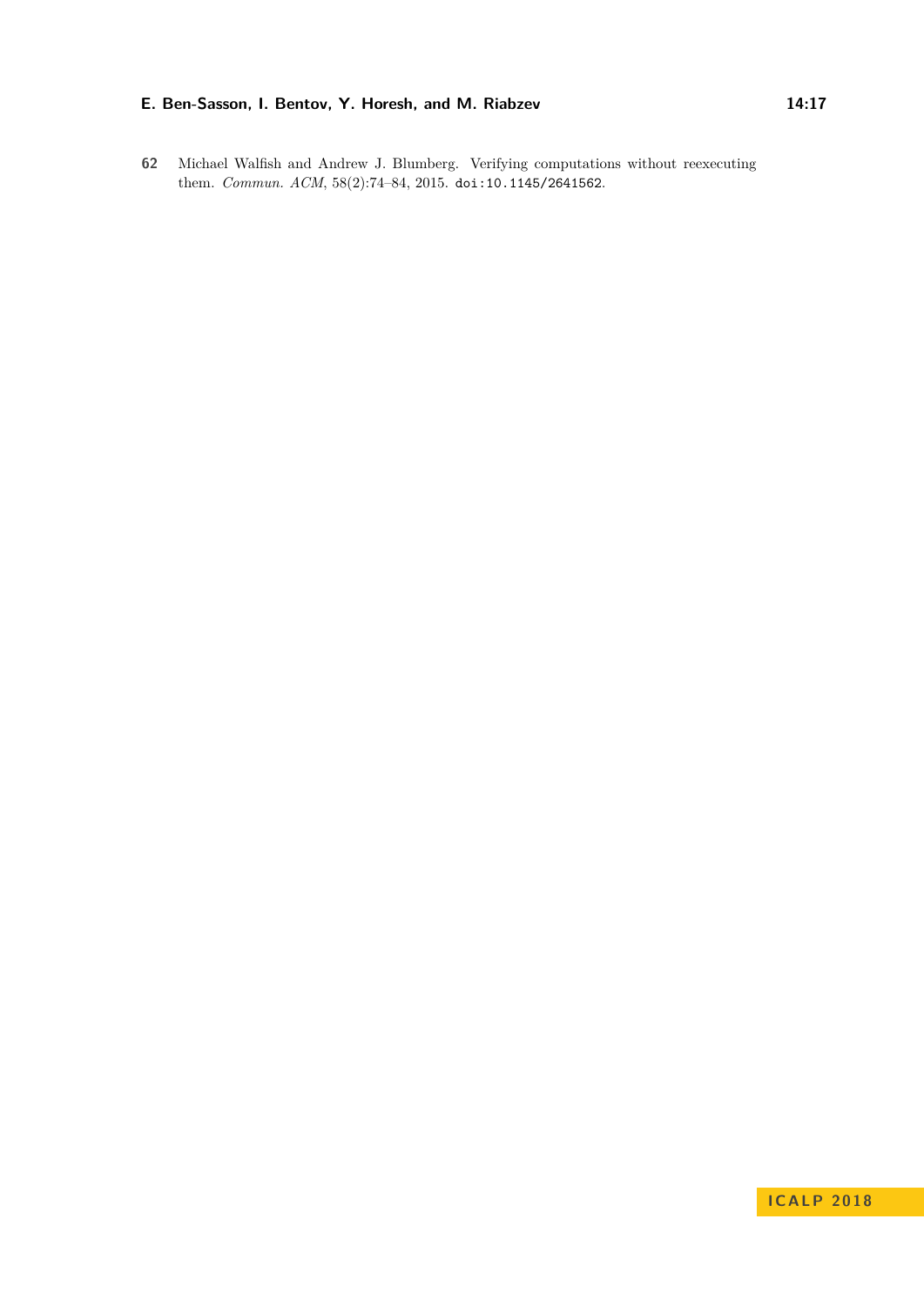62 Michael Walfish and Andrew J. Blumberg. Verifying computations without reexecuting them. *Commun. ACM*, 58(2):74–84, 2015. doi:10.1145/2641562.